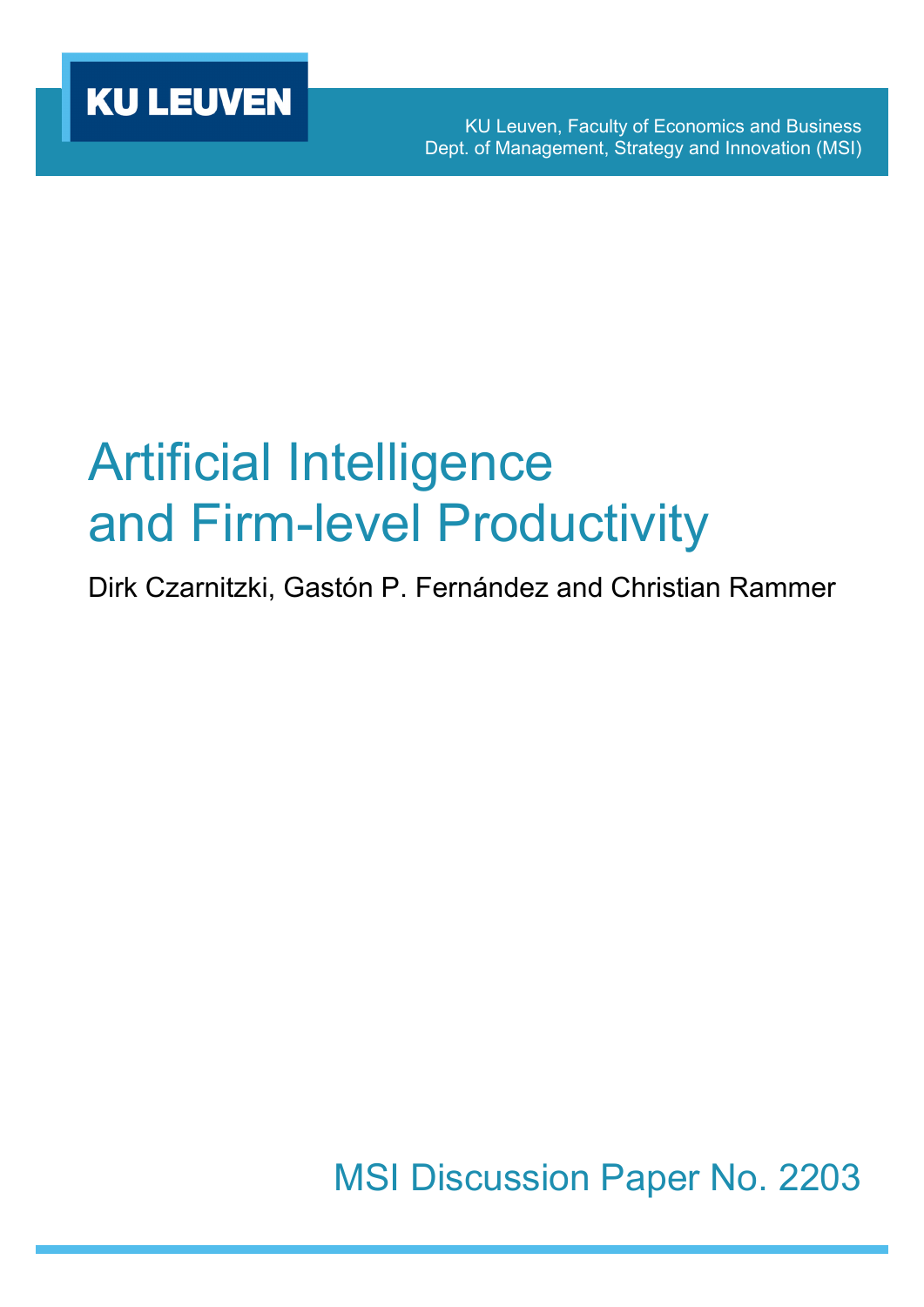KU LEUVEN

KU Leuven, Faculty of Economics and Business
Dept. of Management, Strategy and Innovation (MSI)

# Artificial Intelligence and Firm-level Productivity

Dirk Czarnitzki, Gastón P. Fernández and Christian Rammer

MSI Discussion Paper No. 2203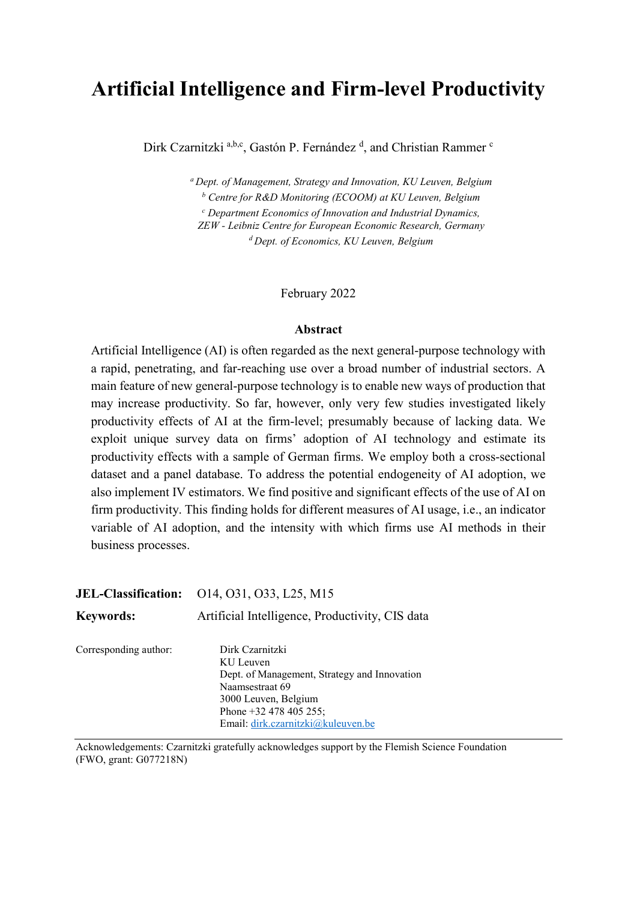# Artificial Intelligence and Firm-level Productivity

Dirk Czarnitzki [a,b,c], Gastón P. Fernández [d], and Christian Rammer [c]

[a] *Dept. of Management, Strategy and Innovation, KU Leuven, Belgium*
[b] *Centre for R&D Monitoring (ECOOM) at KU Leuven, Belgium*
[c] *Department Economics of Innovation and Industrial Dynamics, ZEW - Leibniz Centre for European Economic Research, Germany*
[d] *Dept. of Economics, KU Leuven, Belgium*

February 2022

## Abstract

Artificial Intelligence (AI) is often regarded as the next general-purpose technology with a rapid, penetrating, and far-reaching use over a broad number of industrial sectors. A main feature of new general-purpose technology is to enable new ways of production that may increase productivity. So far, however, only very few studies investigated likely productivity effects of AI at the firm-level; presumably because of lacking data. We exploit unique survey data on firms' adoption of AI technology and estimate its productivity effects with a sample of German firms. We employ both a cross-sectional dataset and a panel database. To address the potential endogeneity of AI adoption, we also implement IV estimators. We find positive and significant effects of the use of AI on firm productivity. This finding holds for different measures of AI usage, i.e., an indicator variable of AI adoption, and the intensity with which firms use AI methods in their business processes.

**JEL-Classification:** O14, O31, O33, L25, M15

**Keywords:** Artificial Intelligence, Productivity, CIS data

Corresponding author:
Dirk Czarnitzki
KU Leuven
Dept. of Management, Strategy and Innovation
Naamsestraat 69
3000 Leuven, Belgium
Phone +32 478 405 255;
Email: dirk.czarnitzki@kuleuven.be

Acknowledgements: Czarnitzki gratefully acknowledges support by the Flemish Science Foundation (FWO, grant: G077218N)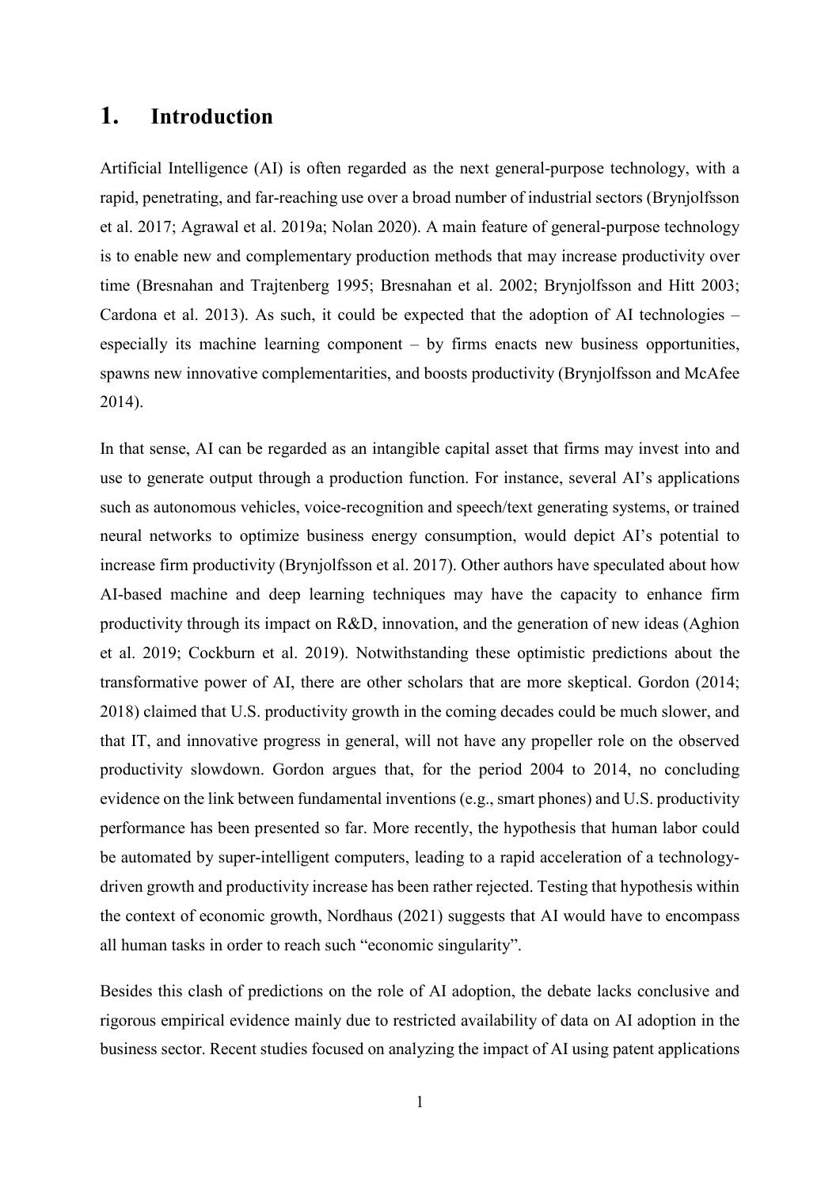# 1. Introduction

Artificial Intelligence (AI) is often regarded as the next general-purpose technology, with a rapid, penetrating, and far-reaching use over a broad number of industrial sectors (Brynjolfsson et al. 2017; Agrawal et al. 2019a; Nolan 2020). A main feature of general-purpose technology is to enable new and complementary production methods that may increase productivity over time (Bresnahan and Trajtenberg 1995; Bresnahan et al. 2002; Brynjolfsson and Hitt 2003; Cardona et al. 2013). As such, it could be expected that the adoption of AI technologies – especially its machine learning component – by firms enacts new business opportunities, spawns new innovative complementarities, and boosts productivity (Brynjolfsson and McAfee 2014).

In that sense, AI can be regarded as an intangible capital asset that firms may invest into and use to generate output through a production function. For instance, several AI's applications such as autonomous vehicles, voice-recognition and speech/text generating systems, or trained neural networks to optimize business energy consumption, would depict AI's potential to increase firm productivity (Brynjolfsson et al. 2017). Other authors have speculated about how AI-based machine and deep learning techniques may have the capacity to enhance firm productivity through its impact on R&D, innovation, and the generation of new ideas (Aghion et al. 2019; Cockburn et al. 2019). Notwithstanding these optimistic predictions about the transformative power of AI, there are other scholars that are more skeptical. Gordon (2014; 2018) claimed that U.S. productivity growth in the coming decades could be much slower, and that IT, and innovative progress in general, will not have any propeller role on the observed productivity slowdown. Gordon argues that, for the period 2004 to 2014, no concluding evidence on the link between fundamental inventions (e.g., smart phones) and U.S. productivity performance has been presented so far. More recently, the hypothesis that human labor could be automated by super-intelligent computers, leading to a rapid acceleration of a technology-driven growth and productivity increase has been rather rejected. Testing that hypothesis within the context of economic growth, Nordhaus (2021) suggests that AI would have to encompass all human tasks in order to reach such "economic singularity".

Besides this clash of predictions on the role of AI adoption, the debate lacks conclusive and rigorous empirical evidence mainly due to restricted availability of data on AI adoption in the business sector. Recent studies focused on analyzing the impact of AI using patent applications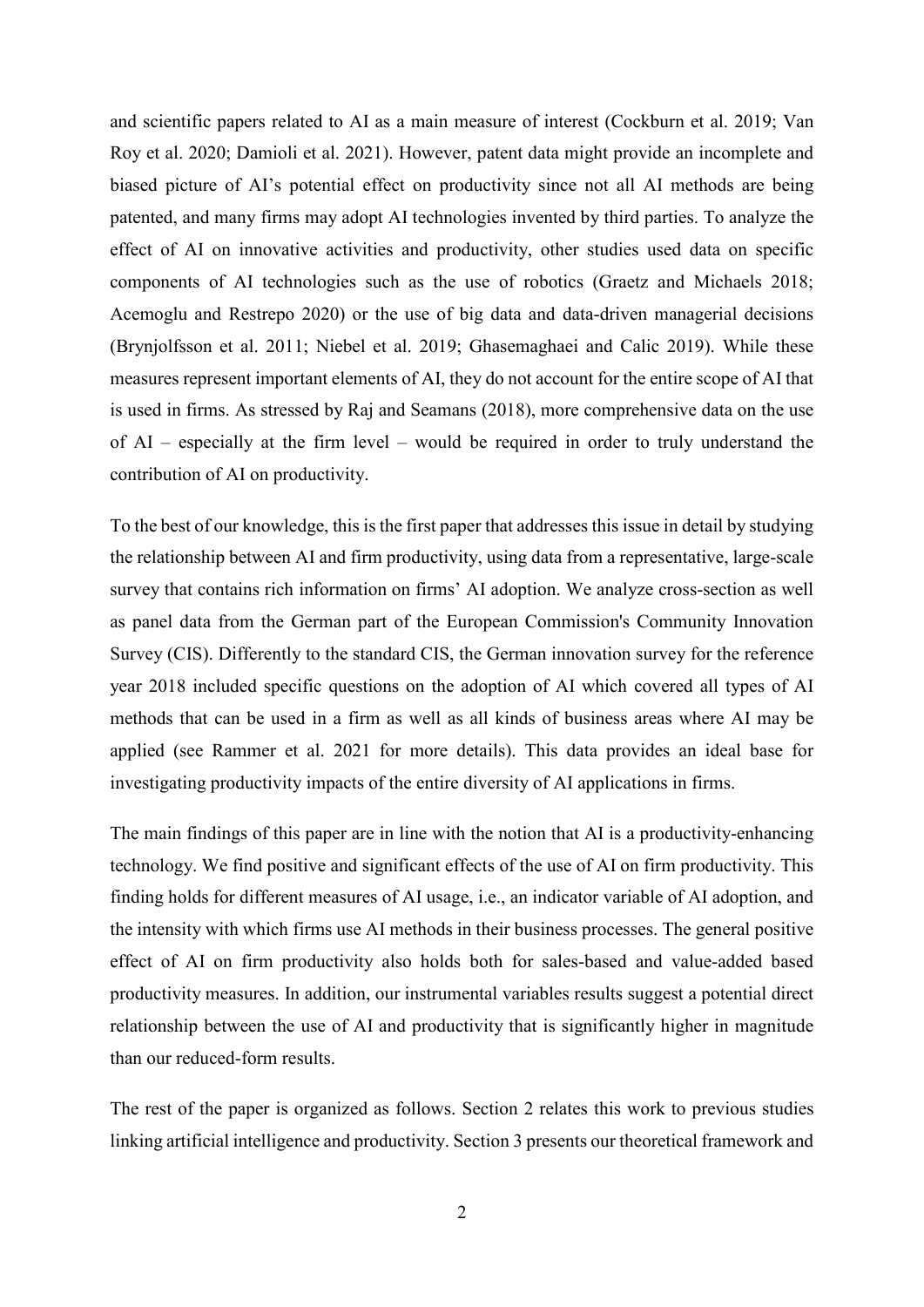and scientific papers related to AI as a main measure of interest (Cockburn et al. 2019; Van Roy et al. 2020; Damioli et al. 2021). However, patent data might provide an incomplete and biased picture of AI's potential effect on productivity since not all AI methods are being patented, and many firms may adopt AI technologies invented by third parties. To analyze the effect of AI on innovative activities and productivity, other studies used data on specific components of AI technologies such as the use of robotics (Graetz and Michaels 2018; Acemoglu and Restrepo 2020) or the use of big data and data-driven managerial decisions (Brynjolfsson et al. 2011; Niebel et al. 2019; Ghasemaghaei and Calic 2019). While these measures represent important elements of AI, they do not account for the entire scope of AI that is used in firms. As stressed by Raj and Seamans (2018), more comprehensive data on the use of AI – especially at the firm level – would be required in order to truly understand the contribution of AI on productivity.

To the best of our knowledge, this is the first paper that addresses this issue in detail by studying the relationship between AI and firm productivity, using data from a representative, large-scale survey that contains rich information on firms' AI adoption. We analyze cross-section as well as panel data from the German part of the European Commission's Community Innovation Survey (CIS). Differently to the standard CIS, the German innovation survey for the reference year 2018 included specific questions on the adoption of AI which covered all types of AI methods that can be used in a firm as well as all kinds of business areas where AI may be applied (see Rammer et al. 2021 for more details). This data provides an ideal base for investigating productivity impacts of the entire diversity of AI applications in firms.

The main findings of this paper are in line with the notion that AI is a productivity-enhancing technology. We find positive and significant effects of the use of AI on firm productivity. This finding holds for different measures of AI usage, i.e., an indicator variable of AI adoption, and the intensity with which firms use AI methods in their business processes. The general positive effect of AI on firm productivity also holds both for sales-based and value-added based productivity measures. In addition, our instrumental variables results suggest a potential direct relationship between the use of AI and productivity that is significantly higher in magnitude than our reduced-form results.

The rest of the paper is organized as follows. Section 2 relates this work to previous studies linking artificial intelligence and productivity. Section 3 presents our theoretical framework and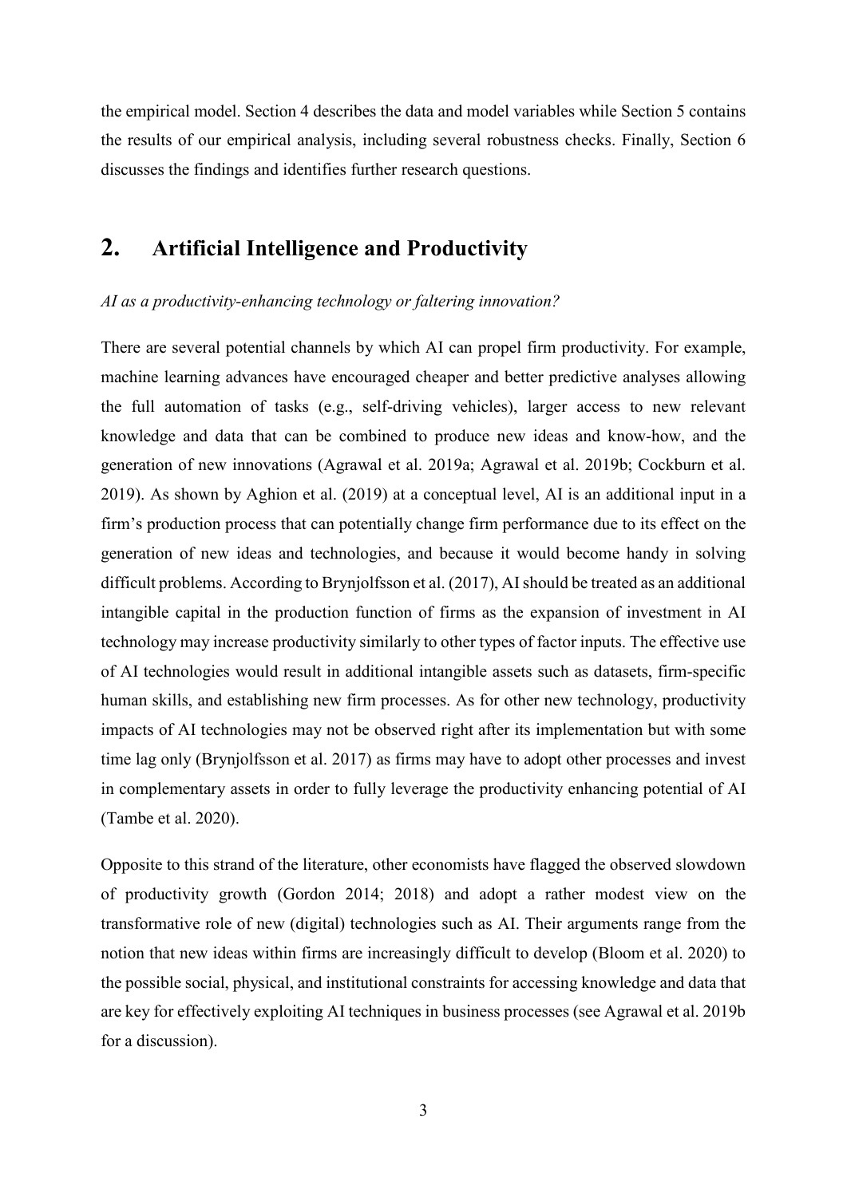the empirical model. Section 4 describes the data and model variables while Section 5 contains the results of our empirical analysis, including several robustness checks. Finally, Section 6 discusses the findings and identifies further research questions.

## 2. Artificial Intelligence and Productivity

*AI as a productivity-enhancing technology or faltering innovation?*

There are several potential channels by which AI can propel firm productivity. For example, machine learning advances have encouraged cheaper and better predictive analyses allowing the full automation of tasks (e.g., self-driving vehicles), larger access to new relevant knowledge and data that can be combined to produce new ideas and know-how, and the generation of new innovations (Agrawal et al. 2019a; Agrawal et al. 2019b; Cockburn et al. 2019). As shown by Aghion et al. (2019) at a conceptual level, AI is an additional input in a firm's production process that can potentially change firm performance due to its effect on the generation of new ideas and technologies, and because it would become handy in solving difficult problems. According to Brynjolfsson et al. (2017), AI should be treated as an additional intangible capital in the production function of firms as the expansion of investment in AI technology may increase productivity similarly to other types of factor inputs. The effective use of AI technologies would result in additional intangible assets such as datasets, firm-specific human skills, and establishing new firm processes. As for other new technology, productivity impacts of AI technologies may not be observed right after its implementation but with some time lag only (Brynjolfsson et al. 2017) as firms may have to adopt other processes and invest in complementary assets in order to fully leverage the productivity enhancing potential of AI (Tambe et al. 2020).

Opposite to this strand of the literature, other economists have flagged the observed slowdown of productivity growth (Gordon 2014; 2018) and adopt a rather modest view on the transformative role of new (digital) technologies such as AI. Their arguments range from the notion that new ideas within firms are increasingly difficult to develop (Bloom et al. 2020) to the possible social, physical, and institutional constraints for accessing knowledge and data that are key for effectively exploiting AI techniques in business processes (see Agrawal et al. 2019b for a discussion).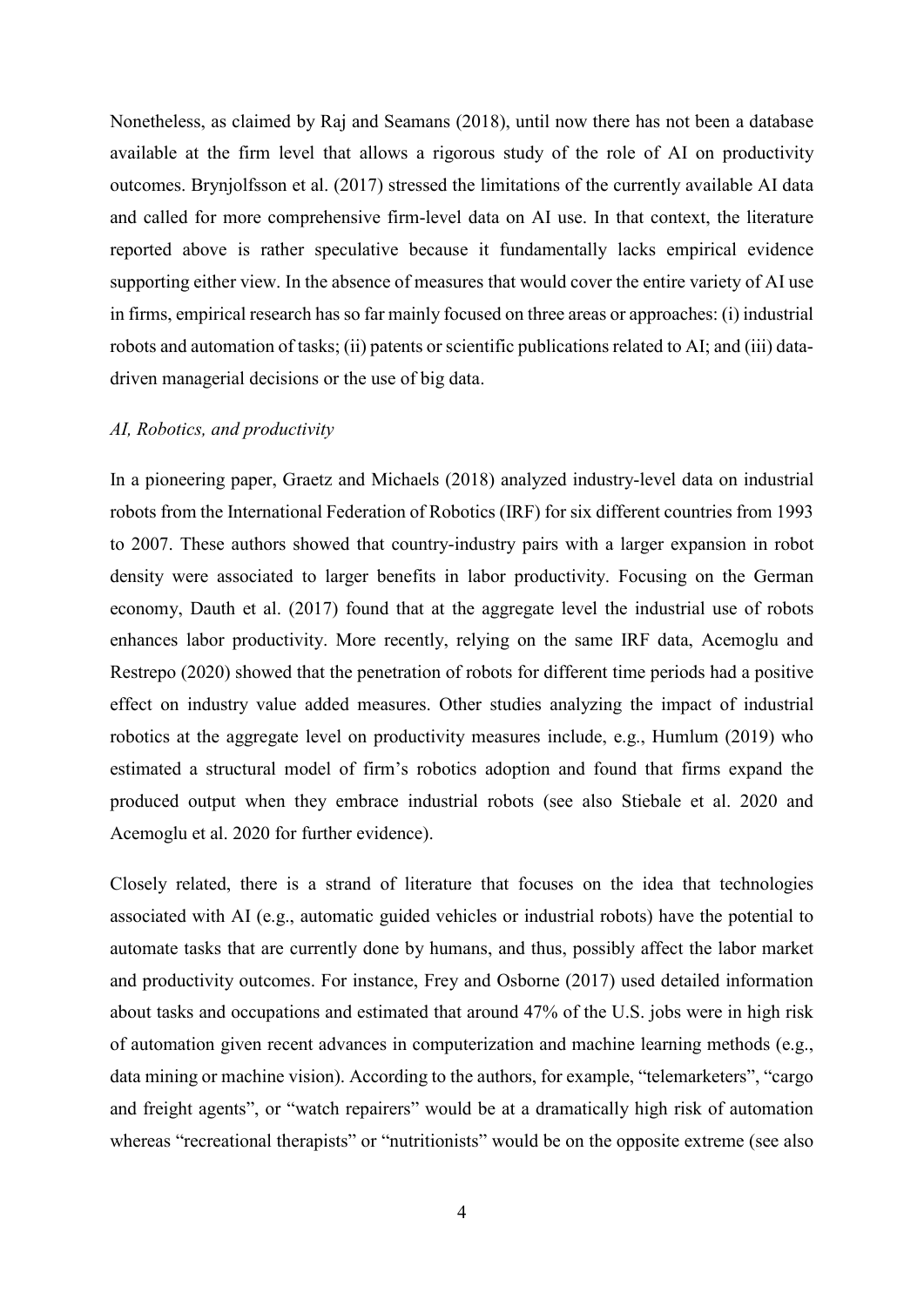Nonetheless, as claimed by Raj and Seamans (2018), until now there has not been a database available at the firm level that allows a rigorous study of the role of AI on productivity outcomes. Brynjolfsson et al. (2017) stressed the limitations of the currently available AI data and called for more comprehensive firm-level data on AI use. In that context, the literature reported above is rather speculative because it fundamentally lacks empirical evidence supporting either view. In the absence of measures that would cover the entire variety of AI use in firms, empirical research has so far mainly focused on three areas or approaches: (i) industrial robots and automation of tasks; (ii) patents or scientific publications related to AI; and (iii) data-driven managerial decisions or the use of big data.

*AI, Robotics, and productivity*

In a pioneering paper, Graetz and Michaels (2018) analyzed industry-level data on industrial robots from the International Federation of Robotics (IRF) for six different countries from 1993 to 2007. These authors showed that country-industry pairs with a larger expansion in robot density were associated to larger benefits in labor productivity. Focusing on the German economy, Dauth et al. (2017) found that at the aggregate level the industrial use of robots enhances labor productivity. More recently, relying on the same IRF data, Acemoglu and Restrepo (2020) showed that the penetration of robots for different time periods had a positive effect on industry value added measures. Other studies analyzing the impact of industrial robotics at the aggregate level on productivity measures include, e.g., Humlum (2019) who estimated a structural model of firm's robotics adoption and found that firms expand the produced output when they embrace industrial robots (see also Stiebale et al. 2020 and Acemoglu et al. 2020 for further evidence).

Closely related, there is a strand of literature that focuses on the idea that technologies associated with AI (e.g., automatic guided vehicles or industrial robots) have the potential to automate tasks that are currently done by humans, and thus, possibly affect the labor market and productivity outcomes. For instance, Frey and Osborne (2017) used detailed information about tasks and occupations and estimated that around 47% of the U.S. jobs were in high risk of automation given recent advances in computerization and machine learning methods (e.g., data mining or machine vision). According to the authors, for example, "telemarketers", "cargo and freight agents", or "watch repairers" would be at a dramatically high risk of automation whereas "recreational therapists" or "nutritionists" would be on the opposite extreme (see also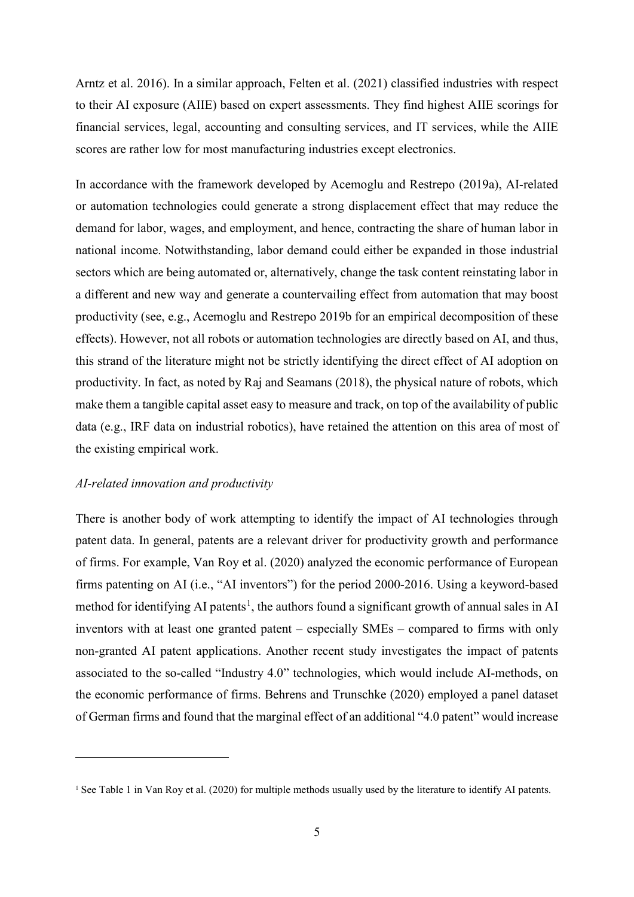Arntz et al. 2016). In a similar approach, Felten et al. (2021) classified industries with respect to their AI exposure (AIIE) based on expert assessments. They find highest AIIE scorings for financial services, legal, accounting and consulting services, and IT services, while the AIIE scores are rather low for most manufacturing industries except electronics.

In accordance with the framework developed by Acemoglu and Restrepo (2019a), AI-related or automation technologies could generate a strong displacement effect that may reduce the demand for labor, wages, and employment, and hence, contracting the share of human labor in national income. Notwithstanding, labor demand could either be expanded in those industrial sectors which are being automated or, alternatively, change the task content reinstating labor in a different and new way and generate a countervailing effect from automation that may boost productivity (see, e.g., Acemoglu and Restrepo 2019b for an empirical decomposition of these effects). However, not all robots or automation technologies are directly based on AI, and thus, this strand of the literature might not be strictly identifying the direct effect of AI adoption on productivity. In fact, as noted by Raj and Seamans (2018), the physical nature of robots, which make them a tangible capital asset easy to measure and track, on top of the availability of public data (e.g., IRF data on industrial robotics), have retained the attention on this area of most of the existing empirical work.

*AI-related innovation and productivity*

There is another body of work attempting to identify the impact of AI technologies through patent data. In general, patents are a relevant driver for productivity growth and performance of firms. For example, Van Roy et al. (2020) analyzed the economic performance of European firms patenting on AI (i.e., "AI inventors") for the period 2000-2016. Using a keyword-based method for identifying AI patents[1], the authors found a significant growth of annual sales in AI inventors with at least one granted patent – especially SMEs – compared to firms with only non-granted AI patent applications. Another recent study investigates the impact of patents associated to the so-called "Industry 4.0" technologies, which would include AI-methods, on the economic performance of firms. Behrens and Trunschke (2020) employed a panel dataset of German firms and found that the marginal effect of an additional "4.0 patent" would increase

[1] See Table 1 in Van Roy et al. (2020) for multiple methods usually used by the literature to identify AI patents.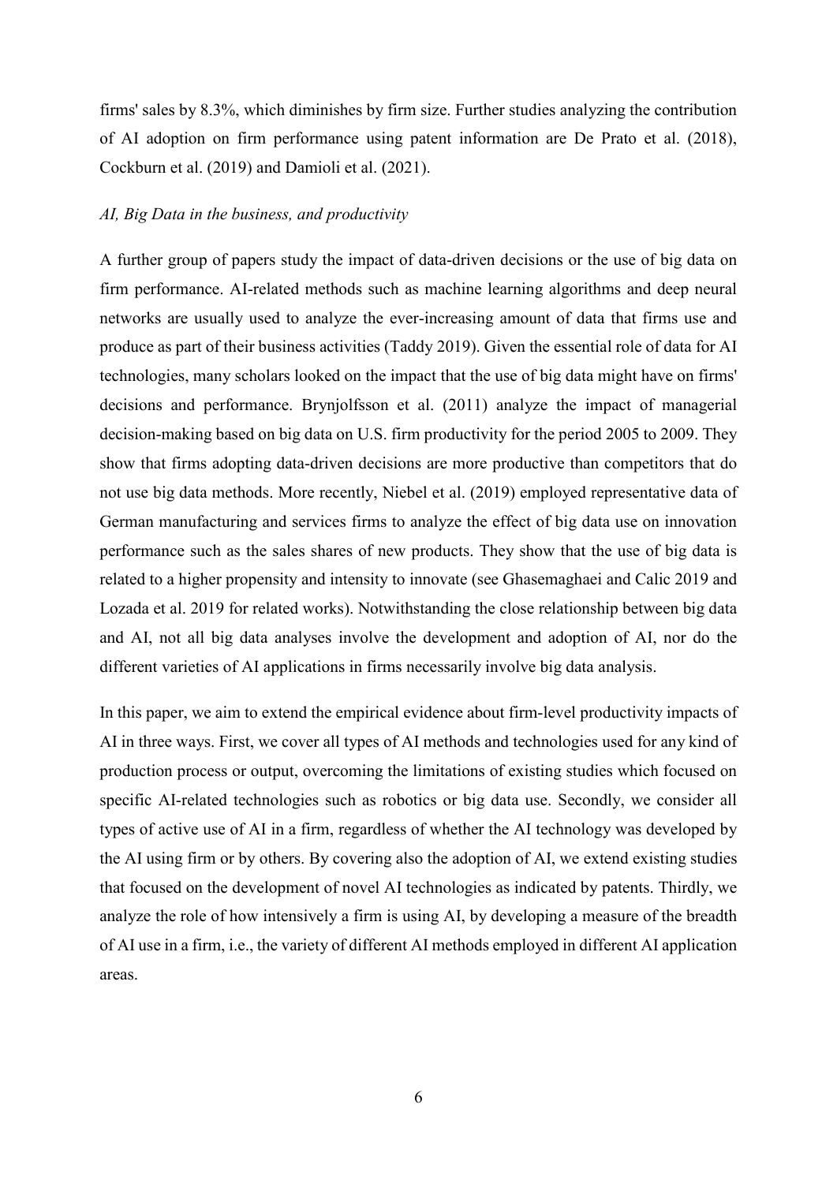firms' sales by 8.3%, which diminishes by firm size. Further studies analyzing the contribution of AI adoption on firm performance using patent information are De Prato et al. (2018), Cockburn et al. (2019) and Damioli et al. (2021).

*AI, Big Data in the business, and productivity*

A further group of papers study the impact of data-driven decisions or the use of big data on firm performance. AI-related methods such as machine learning algorithms and deep neural networks are usually used to analyze the ever-increasing amount of data that firms use and produce as part of their business activities (Taddy 2019). Given the essential role of data for AI technologies, many scholars looked on the impact that the use of big data might have on firms' decisions and performance. Brynjolfsson et al. (2011) analyze the impact of managerial decision-making based on big data on U.S. firm productivity for the period 2005 to 2009. They show that firms adopting data-driven decisions are more productive than competitors that do not use big data methods. More recently, Niebel et al. (2019) employed representative data of German manufacturing and services firms to analyze the effect of big data use on innovation performance such as the sales shares of new products. They show that the use of big data is related to a higher propensity and intensity to innovate (see Ghasemaghaei and Calic 2019 and Lozada et al. 2019 for related works). Notwithstanding the close relationship between big data and AI, not all big data analyses involve the development and adoption of AI, nor do the different varieties of AI applications in firms necessarily involve big data analysis.

In this paper, we aim to extend the empirical evidence about firm-level productivity impacts of AI in three ways. First, we cover all types of AI methods and technologies used for any kind of production process or output, overcoming the limitations of existing studies which focused on specific AI-related technologies such as robotics or big data use. Secondly, we consider all types of active use of AI in a firm, regardless of whether the AI technology was developed by the AI using firm or by others. By covering also the adoption of AI, we extend existing studies that focused on the development of novel AI technologies as indicated by patents. Thirdly, we analyze the role of how intensively a firm is using AI, by developing a measure of the breadth of AI use in a firm, i.e., the variety of different AI methods employed in different AI application areas.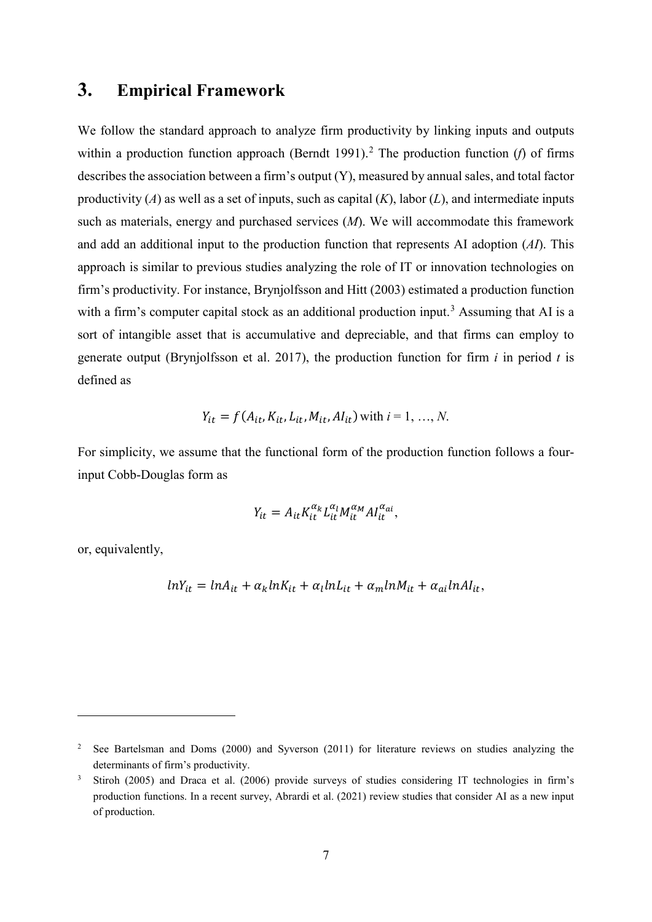## 3. Empirical Framework

We follow the standard approach to analyze firm productivity by linking inputs and outputs within a production function approach (Berndt 1991).[2] The production function (*f*) of firms describes the association between a firm's output (Y), measured by annual sales, and total factor productivity (*A*) as well as a set of inputs, such as capital (*K*), labor (*L*), and intermediate inputs such as materials, energy and purchased services (*M*). We will accommodate this framework and add an additional input to the production function that represents AI adoption (*AI*). This approach is similar to previous studies analyzing the role of IT or innovation technologies on firm's productivity. For instance, Brynjolfsson and Hitt (2003) estimated a production function with a firm's computer capital stock as an additional production input.[3] Assuming that AI is a sort of intangible asset that is accumulative and depreciable, and that firms can employ to generate output (Brynjolfsson et al. 2017), the production function for firm *i* in period *t* is defined as

$$Y_{it} = f(A_{it}, K_{it}, L_{it}, M_{it}, AI_{it}) \text{ with } i = 1, \ldots, N.$$

For simplicity, we assume that the functional form of the production function follows a four-input Cobb-Douglas form as

$$Y_{it} = A_{it} K_{it}^{\alpha_k} L_{it}^{\alpha_l} M_{it}^{\alpha_M} AI_{it}^{\alpha_{ai}},$$

or, equivalently,

$$lnY_{it} = lnA_{it} + \alpha_k lnK_{it} + \alpha_l lnL_{it} + \alpha_m lnM_{it} + \alpha_{ai} lnAI_{it},$$

---

[2] See Bartelsman and Doms (2000) and Syverson (2011) for literature reviews on studies analyzing the determinants of firm's productivity.

[3] Stiroh (2005) and Draca et al. (2006) provide surveys of studies considering IT technologies in firm's production functions. In a recent survey, Abrardi et al. (2021) review studies that consider AI as a new input of production.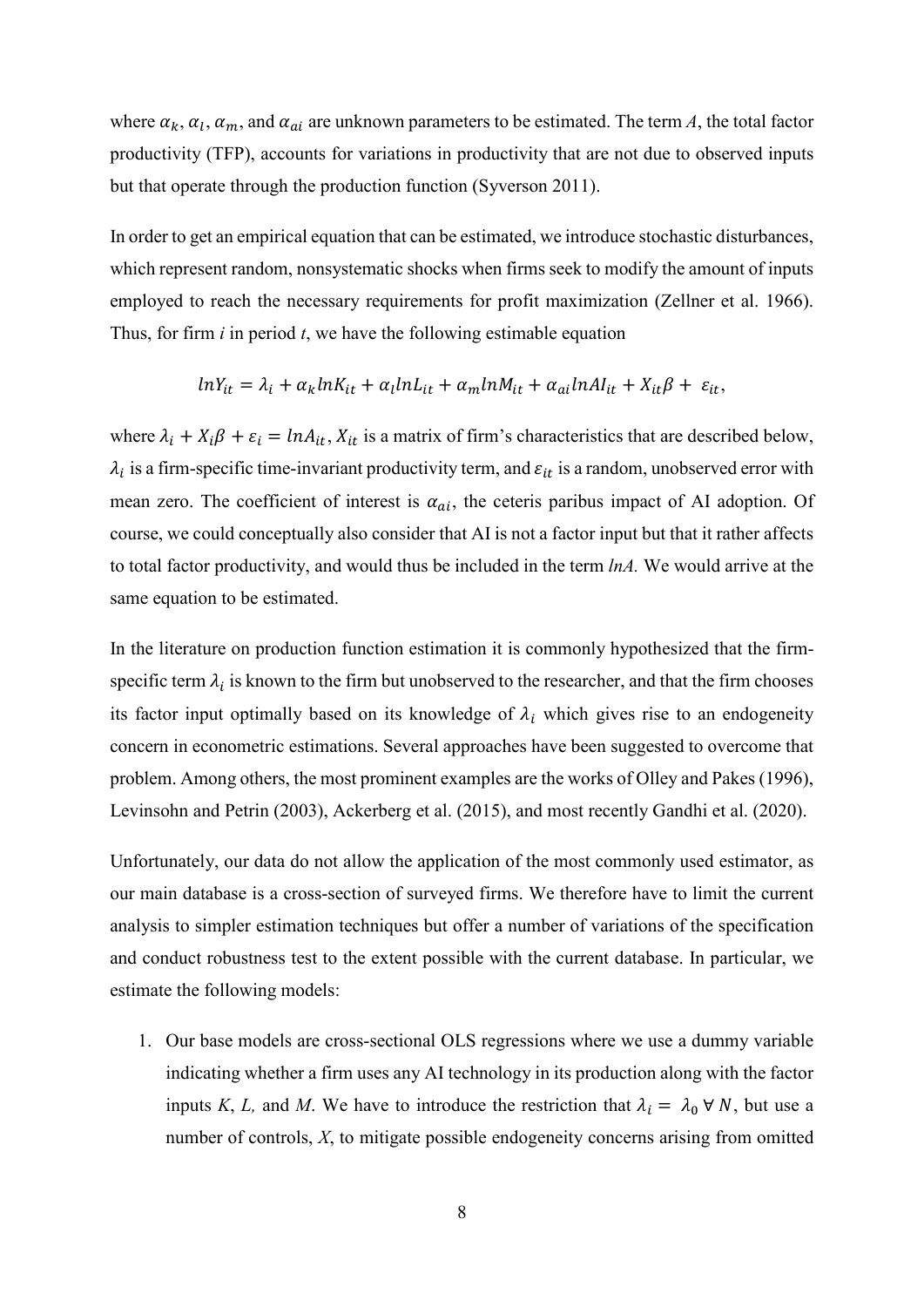where $\alpha_k$, $\alpha_l$, $\alpha_m$, and $\alpha_{ai}$ are unknown parameters to be estimated. The term *A*, the total factor productivity (TFP), accounts for variations in productivity that are not due to observed inputs but that operate through the production function (Syverson 2011).

In order to get an empirical equation that can be estimated, we introduce stochastic disturbances, which represent random, nonsystematic shocks when firms seek to modify the amount of inputs employed to reach the necessary requirements for profit maximization (Zellner et al. 1966). Thus, for firm *i* in period *t*, we have the following estimable equation

$$lnY_{it} = \lambda_i + \alpha_k lnK_{it} + \alpha_l lnL_{it} + \alpha_m lnM_{it} + \alpha_{ai} lnAI_{it} + X_{it}\beta + \varepsilon_{it},$$

where $\lambda_i + X_i\beta + \varepsilon_i = lnA_{it}$, $X_{it}$ is a matrix of firm's characteristics that are described below, $\lambda_i$ is a firm-specific time-invariant productivity term, and $\varepsilon_{it}$ is a random, unobserved error with mean zero. The coefficient of interest is $\alpha_{ai}$, the ceteris paribus impact of AI adoption. Of course, we could conceptually also consider that AI is not a factor input but that it rather affects to total factor productivity, and would thus be included in the term *lnA.* We would arrive at the same equation to be estimated.

In the literature on production function estimation it is commonly hypothesized that the firm-specific term $\lambda_i$ is known to the firm but unobserved to the researcher, and that the firm chooses its factor input optimally based on its knowledge of $\lambda_i$ which gives rise to an endogeneity concern in econometric estimations. Several approaches have been suggested to overcome that problem. Among others, the most prominent examples are the works of Olley and Pakes (1996), Levinsohn and Petrin (2003), Ackerberg et al. (2015), and most recently Gandhi et al. (2020).

Unfortunately, our data do not allow the application of the most commonly used estimator, as our main database is a cross-section of surveyed firms. We therefore have to limit the current analysis to simpler estimation techniques but offer a number of variations of the specification and conduct robustness test to the extent possible with the current database. In particular, we estimate the following models:

1. Our base models are cross-sectional OLS regressions where we use a dummy variable indicating whether a firm uses any AI technology in its production along with the factor inputs *K*, *L,* and *M*. We have to introduce the restriction that $\lambda_i = \lambda_0 \; \forall \; N$, but use a number of controls, *X*, to mitigate possible endogeneity concerns arising from omitted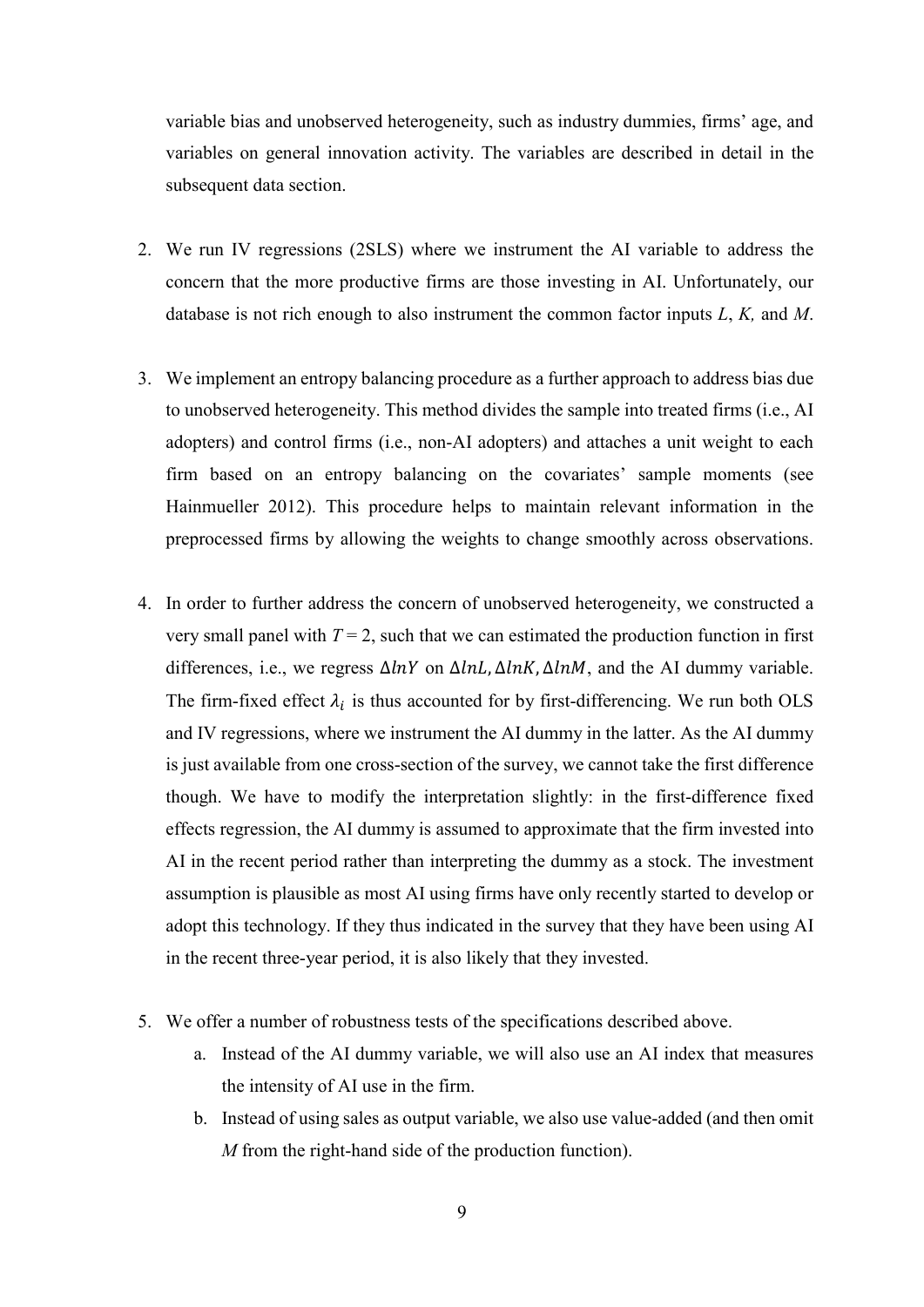variable bias and unobserved heterogeneity, such as industry dummies, firms' age, and variables on general innovation activity. The variables are described in detail in the subsequent data section.

2. We run IV regressions (2SLS) where we instrument the AI variable to address the concern that the more productive firms are those investing in AI. Unfortunately, our database is not rich enough to also instrument the common factor inputs *L*, *K,* and *M*.

3. We implement an entropy balancing procedure as a further approach to address bias due to unobserved heterogeneity. This method divides the sample into treated firms (i.e., AI adopters) and control firms (i.e., non-AI adopters) and attaches a unit weight to each firm based on an entropy balancing on the covariates' sample moments (see Hainmueller 2012). This procedure helps to maintain relevant information in the preprocessed firms by allowing the weights to change smoothly across observations.

4. In order to further address the concern of unobserved heterogeneity, we constructed a very small panel with $T = 2$, such that we can estimated the production function in first differences, i.e., we regress $\Delta lnY$ on $\Delta lnL, \Delta lnK, \Delta lnM$, and the AI dummy variable. The firm-fixed effect $\lambda_i$ is thus accounted for by first-differencing. We run both OLS and IV regressions, where we instrument the AI dummy in the latter. As the AI dummy is just available from one cross-section of the survey, we cannot take the first difference though. We have to modify the interpretation slightly: in the first-difference fixed effects regression, the AI dummy is assumed to approximate that the firm invested into AI in the recent period rather than interpreting the dummy as a stock. The investment assumption is plausible as most AI using firms have only recently started to develop or adopt this technology. If they thus indicated in the survey that they have been using AI in the recent three-year period, it is also likely that they invested.

5. We offer a number of robustness tests of the specifications described above.
   a. Instead of the AI dummy variable, we will also use an AI index that measures the intensity of AI use in the firm.
   b. Instead of using sales as output variable, we also use value-added (and then omit *M* from the right-hand side of the production function).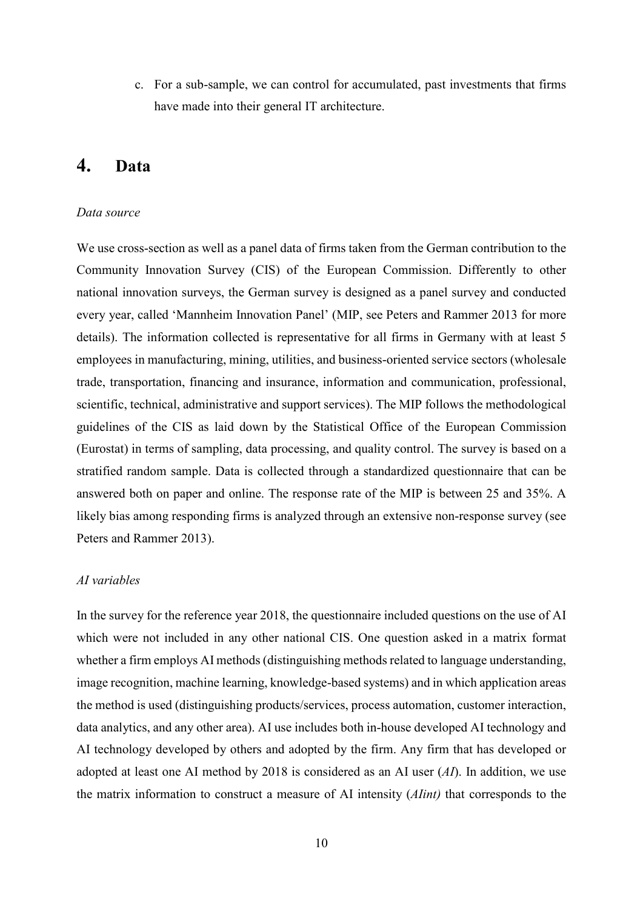c. For a sub-sample, we can control for accumulated, past investments that firms have made into their general IT architecture.

# 4. Data

*Data source*

We use cross-section as well as a panel data of firms taken from the German contribution to the Community Innovation Survey (CIS) of the European Commission. Differently to other national innovation surveys, the German survey is designed as a panel survey and conducted every year, called 'Mannheim Innovation Panel' (MIP, see Peters and Rammer 2013 for more details). The information collected is representative for all firms in Germany with at least 5 employees in manufacturing, mining, utilities, and business-oriented service sectors (wholesale trade, transportation, financing and insurance, information and communication, professional, scientific, technical, administrative and support services). The MIP follows the methodological guidelines of the CIS as laid down by the Statistical Office of the European Commission (Eurostat) in terms of sampling, data processing, and quality control. The survey is based on a stratified random sample. Data is collected through a standardized questionnaire that can be answered both on paper and online. The response rate of the MIP is between 25 and 35%. A likely bias among responding firms is analyzed through an extensive non-response survey (see Peters and Rammer 2013).

*AI variables*

In the survey for the reference year 2018, the questionnaire included questions on the use of AI which were not included in any other national CIS. One question asked in a matrix format whether a firm employs AI methods (distinguishing methods related to language understanding, image recognition, machine learning, knowledge-based systems) and in which application areas the method is used (distinguishing products/services, process automation, customer interaction, data analytics, and any other area). AI use includes both in-house developed AI technology and AI technology developed by others and adopted by the firm. Any firm that has developed or adopted at least one AI method by 2018 is considered as an AI user (*AI*). In addition, we use the matrix information to construct a measure of AI intensity (*AIint)* that corresponds to the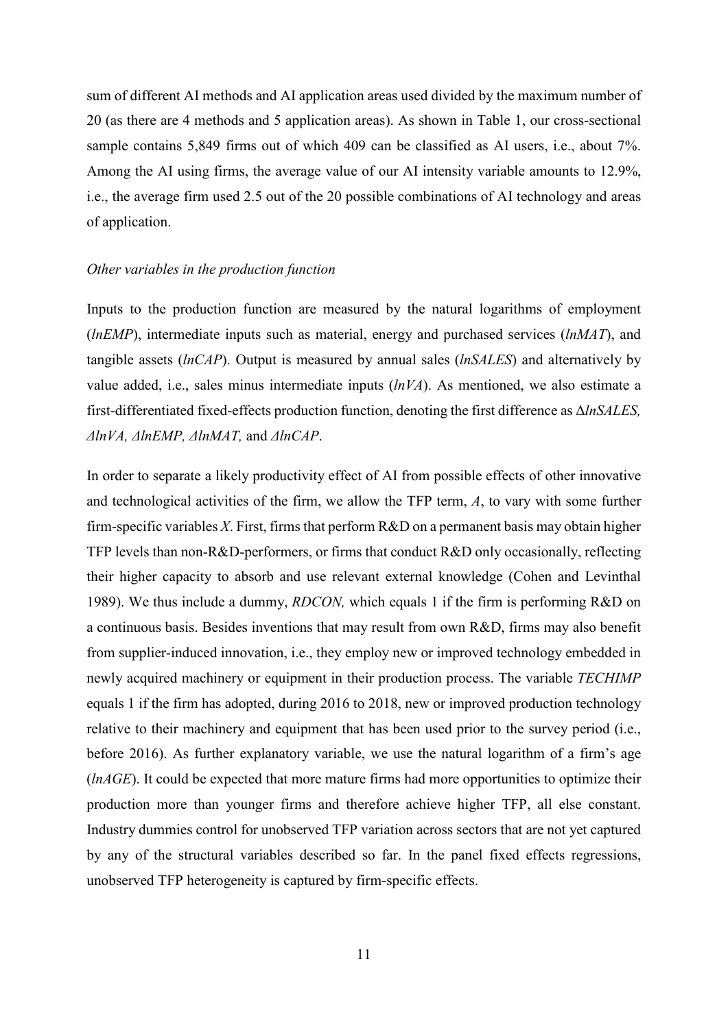sum of different AI methods and AI application areas used divided by the maximum number of 20 (as there are 4 methods and 5 application areas). As shown in Table 1, our cross-sectional sample contains 5,849 firms out of which 409 can be classified as AI users, i.e., about 7%. Among the AI using firms, the average value of our AI intensity variable amounts to 12.9%, i.e., the average firm used 2.5 out of the 20 possible combinations of AI technology and areas of application.

*Other variables in the production function*

Inputs to the production function are measured by the natural logarithms of employment (*lnEMP*), intermediate inputs such as material, energy and purchased services (*lnMAT*), and tangible assets (*lnCAP*). Output is measured by annual sales (*lnSALES*) and alternatively by value added, i.e., sales minus intermediate inputs (*lnVA*). As mentioned, we also estimate a first-differentiated fixed-effects production function, denoting the first difference as Δ*lnSALES, ΔlnVA, ΔlnEMP, ΔlnMAT,* and *ΔlnCAP*.

In order to separate a likely productivity effect of AI from possible effects of other innovative and technological activities of the firm, we allow the TFP term, *A*, to vary with some further firm-specific variables *X*. First, firms that perform R&D on a permanent basis may obtain higher TFP levels than non-R&D-performers, or firms that conduct R&D only occasionally, reflecting their higher capacity to absorb and use relevant external knowledge (Cohen and Levinthal 1989). We thus include a dummy, *RDCON,* which equals 1 if the firm is performing R&D on a continuous basis. Besides inventions that may result from own R&D, firms may also benefit from supplier-induced innovation, i.e., they employ new or improved technology embedded in newly acquired machinery or equipment in their production process. The variable *TECHIMP* equals 1 if the firm has adopted, during 2016 to 2018, new or improved production technology relative to their machinery and equipment that has been used prior to the survey period (i.e., before 2016). As further explanatory variable, we use the natural logarithm of a firm's age (*lnAGE*). It could be expected that more mature firms had more opportunities to optimize their production more than younger firms and therefore achieve higher TFP, all else constant. Industry dummies control for unobserved TFP variation across sectors that are not yet captured by any of the structural variables described so far. In the panel fixed effects regressions, unobserved TFP heterogeneity is captured by firm-specific effects.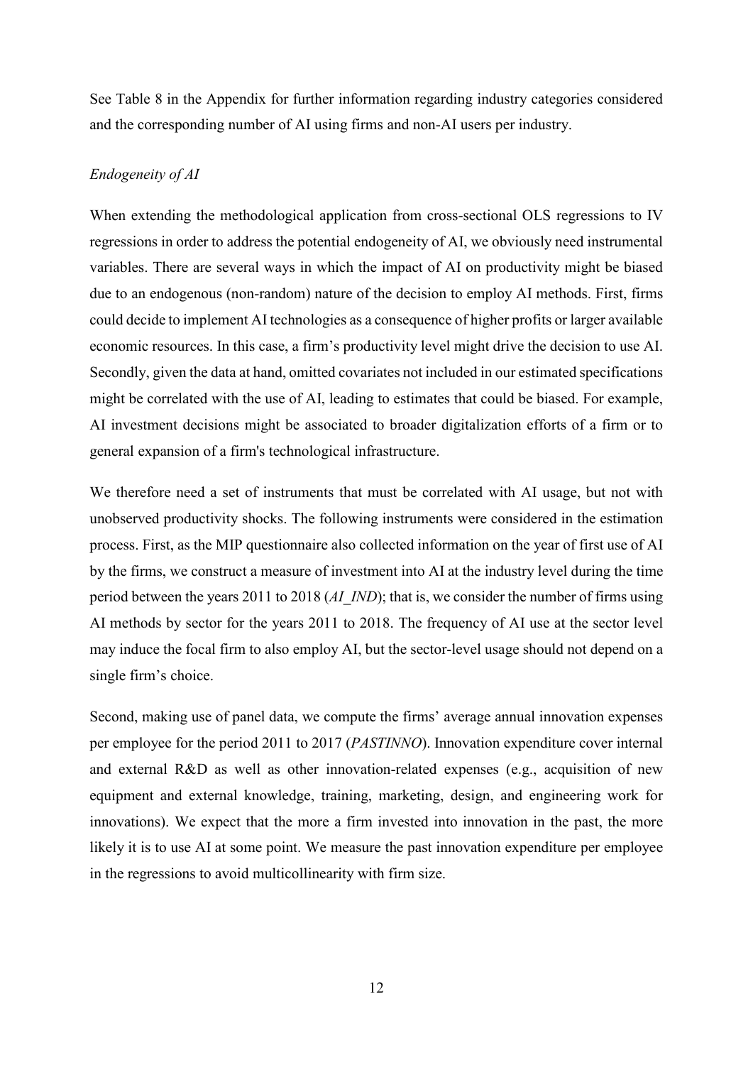See Table 8 in the Appendix for further information regarding industry categories considered and the corresponding number of AI using firms and non-AI users per industry.

*Endogeneity of AI*

When extending the methodological application from cross-sectional OLS regressions to IV regressions in order to address the potential endogeneity of AI, we obviously need instrumental variables. There are several ways in which the impact of AI on productivity might be biased due to an endogenous (non-random) nature of the decision to employ AI methods. First, firms could decide to implement AI technologies as a consequence of higher profits or larger available economic resources. In this case, a firm's productivity level might drive the decision to use AI. Secondly, given the data at hand, omitted covariates not included in our estimated specifications might be correlated with the use of AI, leading to estimates that could be biased. For example, AI investment decisions might be associated to broader digitalization efforts of a firm or to general expansion of a firm's technological infrastructure.

We therefore need a set of instruments that must be correlated with AI usage, but not with unobserved productivity shocks. The following instruments were considered in the estimation process. First, as the MIP questionnaire also collected information on the year of first use of AI by the firms, we construct a measure of investment into AI at the industry level during the time period between the years 2011 to 2018 (*AI_IND*); that is, we consider the number of firms using AI methods by sector for the years 2011 to 2018. The frequency of AI use at the sector level may induce the focal firm to also employ AI, but the sector-level usage should not depend on a single firm's choice.

Second, making use of panel data, we compute the firms' average annual innovation expenses per employee for the period 2011 to 2017 (*PASTINNO*). Innovation expenditure cover internal and external R&D as well as other innovation-related expenses (e.g., acquisition of new equipment and external knowledge, training, marketing, design, and engineering work for innovations). We expect that the more a firm invested into innovation in the past, the more likely it is to use AI at some point. We measure the past innovation expenditure per employee in the regressions to avoid multicollinearity with firm size.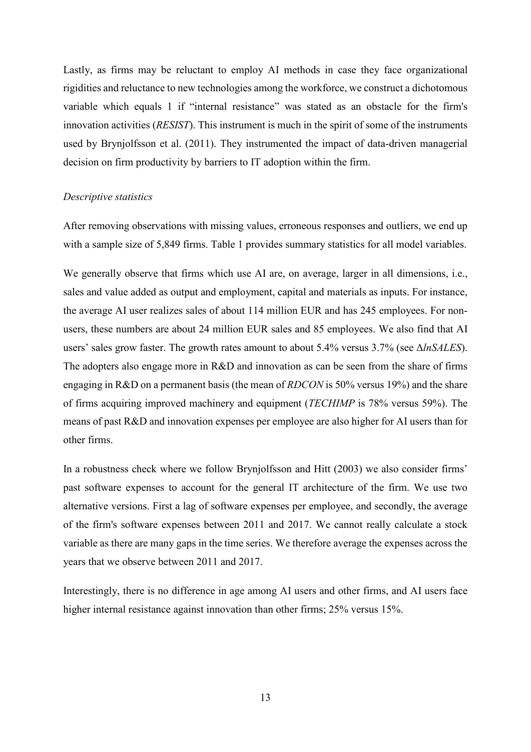Lastly, as firms may be reluctant to employ AI methods in case they face organizational rigidities and reluctance to new technologies among the workforce, we construct a dichotomous variable which equals 1 if "internal resistance" was stated as an obstacle for the firm's innovation activities (*RESIST*). This instrument is much in the spirit of some of the instruments used by Brynjolfsson et al. (2011). They instrumented the impact of data-driven managerial decision on firm productivity by barriers to IT adoption within the firm.

*Descriptive statistics*

After removing observations with missing values, erroneous responses and outliers, we end up with a sample size of 5,849 firms. Table 1 provides summary statistics for all model variables.

We generally observe that firms which use AI are, on average, larger in all dimensions, i.e., sales and value added as output and employment, capital and materials as inputs. For instance, the average AI user realizes sales of about 114 million EUR and has 245 employees. For non-users, these numbers are about 24 million EUR sales and 85 employees. We also find that AI users' sales grow faster. The growth rates amount to about 5.4% versus 3.7% (see $\Delta$*lnSALES*). The adopters also engage more in R&D and innovation as can be seen from the share of firms engaging in R&D on a permanent basis (the mean of *RDCON* is 50% versus 19%) and the share of firms acquiring improved machinery and equipment (*TECHIMP* is 78% versus 59%). The means of past R&D and innovation expenses per employee are also higher for AI users than for other firms.

In a robustness check where we follow Brynjolfsson and Hitt (2003) we also consider firms' past software expenses to account for the general IT architecture of the firm. We use two alternative versions. First a lag of software expenses per employee, and secondly, the average of the firm's software expenses between 2011 and 2017. We cannot really calculate a stock variable as there are many gaps in the time series. We therefore average the expenses across the years that we observe between 2011 and 2017.

Interestingly, there is no difference in age among AI users and other firms, and AI users face higher internal resistance against innovation than other firms; 25% versus 15%.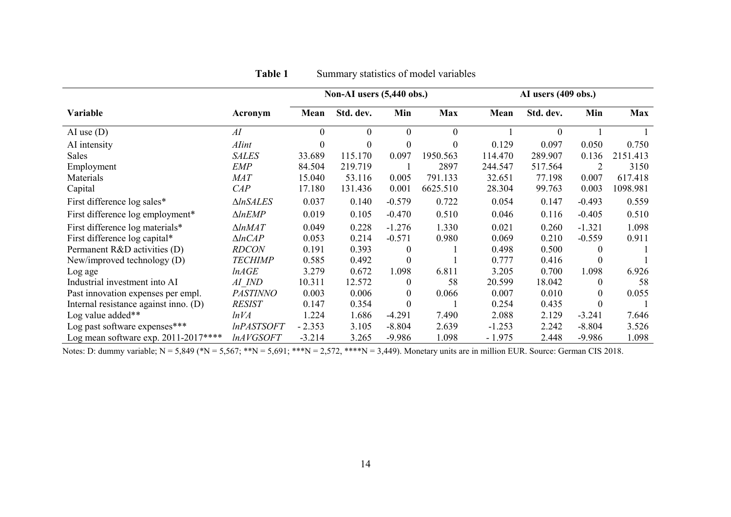**Table 1** Summary statistics of model variables

| | | Non-AI users (5,440 obs.) | | | | AI users (409 obs.) | | | |
|---|---|---|---|---|---|---|---|---|---|
| **Variable** | **Acronym** | **Mean** | **Std. dev.** | **Min** | **Max** | **Mean** | **Std. dev.** | **Min** | **Max** |
| AI use (D) | *AI* | 0 | 0 | 0 | 0 | 1 | 0 | 1 | 1 |
| AI intensity | *AIint* | 0 | 0 | 0 | 0 | 0.129 | 0.097 | 0.050 | 0.750 |
| Sales | *SALES* | 33.689 | 115.170 | 0.097 | 1950.563 | 114.470 | 289.907 | 0.136 | 2151.413 |
| Employment | *EMP* | 84.504 | 219.719 | 1 | 2897 | 244.547 | 517.564 | 2 | 3150 |
| Materials | *MAT* | 15.040 | 53.116 | 0.005 | 791.133 | 32.651 | 77.198 | 0.007 | 617.418 |
| Capital | *CAP* | 17.180 | 131.436 | 0.001 | 6625.510 | 28.304 | 99.763 | 0.003 | 1098.981 |
| First difference log sales* | $\Delta lnSALES$ | 0.037 | 0.140 | -0.579 | 0.722 | 0.054 | 0.147 | -0.493 | 0.559 |
| First difference log employment* | $\Delta lnEMP$ | 0.019 | 0.105 | -0.470 | 0.510 | 0.046 | 0.116 | -0.405 | 0.510 |
| First difference log materials* | $\Delta lnMAT$ | 0.049 | 0.228 | -1.276 | 1.330 | 0.021 | 0.260 | -1.321 | 1.098 |
| First difference log capital* | $\Delta lnCAP$ | 0.053 | 0.214 | -0.571 | 0.980 | 0.069 | 0.210 | -0.559 | 0.911 |
| Permanent R&D activities (D) | *RDCON* | 0.191 | 0.393 | 0 | 1 | 0.498 | 0.500 | 0 | 1 |
| New/improved technology (D) | *TECHIMP* | 0.585 | 0.492 | 0 | 1 | 0.777 | 0.416 | 0 | 1 |
| Log age | *lnAGE* | 3.279 | 0.672 | 1.098 | 6.811 | 3.205 | 0.700 | 1.098 | 6.926 |
| Industrial investment into AI | *AI_IND* | 10.311 | 12.572 | 0 | 58 | 20.599 | 18.042 | 0 | 58 |
| Past innovation expenses per empl. | *PASTINNO* | 0.003 | 0.006 | 0 | 0.066 | 0.007 | 0.010 | 0 | 0.055 |
| Internal resistance against inno. (D) | *RESIST* | 0.147 | 0.354 | 0 | 1 | 0.254 | 0.435 | 0 | 1 |
| Log value added** | *lnVA* | 1.224 | 1.686 | -4.291 | 7.490 | 2.088 | 2.129 | -3.241 | 7.646 |
| Log past software expenses*** | *lnPASTSOFT* | - 2.353 | 3.105 | -8.804 | 2.639 | -1.253 | 2.242 | -8.804 | 3.526 |
| Log mean software exp. 2011-2017**** | *lnAVGSOFT* | -3.214 | 3.265 | -9.986 | 1.098 | - 1.975 | 2.448 | -9.986 | 1.098 |

Notes: D: dummy variable; N = 5,849 (*N = 5,567; **N = 5,691; ***N = 2,572, ****N = 3,449). Monetary units are in million EUR. Source: German CIS 2018.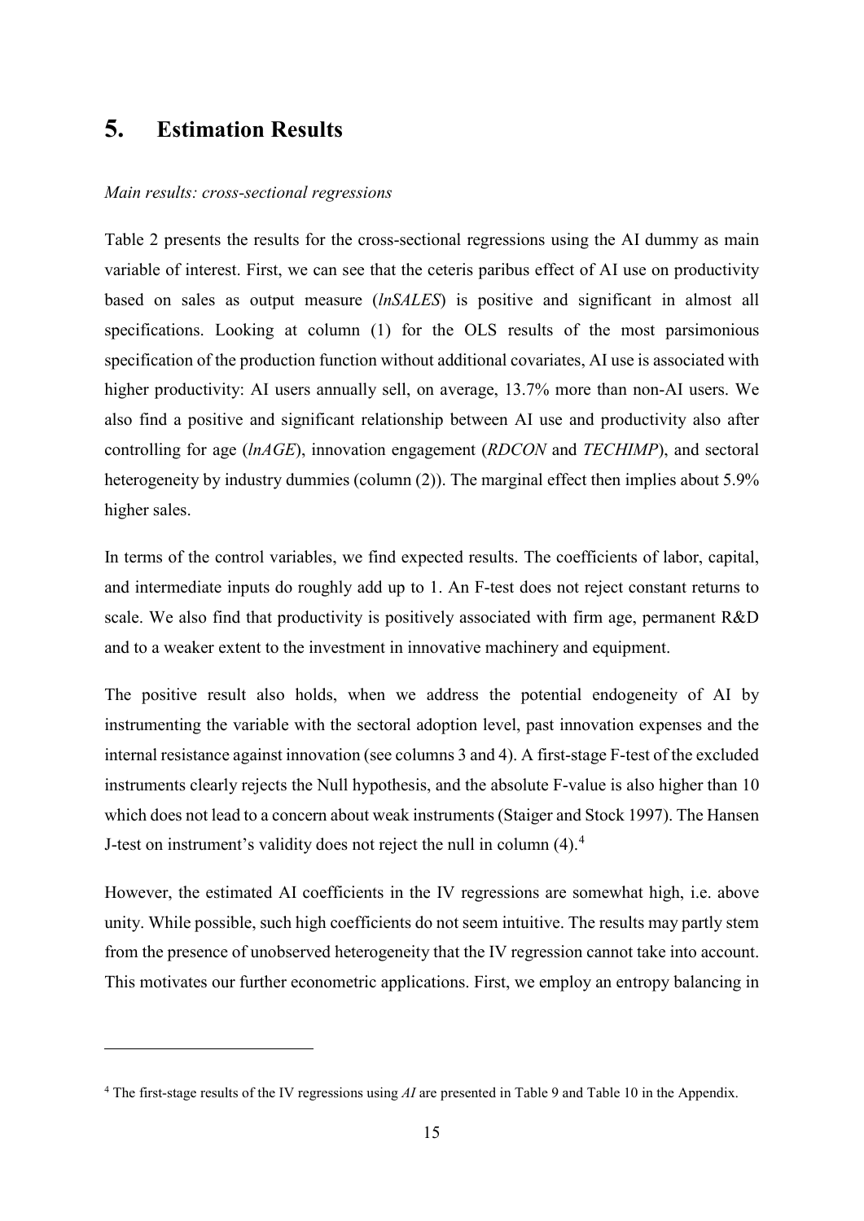# 5. Estimation Results

*Main results: cross-sectional regressions*

Table 2 presents the results for the cross-sectional regressions using the AI dummy as main variable of interest. First, we can see that the ceteris paribus effect of AI use on productivity based on sales as output measure (*lnSALES*) is positive and significant in almost all specifications. Looking at column (1) for the OLS results of the most parsimonious specification of the production function without additional covariates, AI use is associated with higher productivity: AI users annually sell, on average, 13.7% more than non-AI users. We also find a positive and significant relationship between AI use and productivity also after controlling for age (*lnAGE*), innovation engagement (*RDCON* and *TECHIMP*), and sectoral heterogeneity by industry dummies (column (2)). The marginal effect then implies about 5.9% higher sales.

In terms of the control variables, we find expected results. The coefficients of labor, capital, and intermediate inputs do roughly add up to 1. An F-test does not reject constant returns to scale. We also find that productivity is positively associated with firm age, permanent R&D and to a weaker extent to the investment in innovative machinery and equipment.

The positive result also holds, when we address the potential endogeneity of AI by instrumenting the variable with the sectoral adoption level, past innovation expenses and the internal resistance against innovation (see columns 3 and 4). A first-stage F-test of the excluded instruments clearly rejects the Null hypothesis, and the absolute F-value is also higher than 10 which does not lead to a concern about weak instruments (Staiger and Stock 1997). The Hansen J-test on instrument's validity does not reject the null in column (4).[4]

However, the estimated AI coefficients in the IV regressions are somewhat high, i.e. above unity. While possible, such high coefficients do not seem intuitive. The results may partly stem from the presence of unobserved heterogeneity that the IV regression cannot take into account. This motivates our further econometric applications. First, we employ an entropy balancing in

[4] The first-stage results of the IV regressions using *AI* are presented in Table 9 and Table 10 in the Appendix.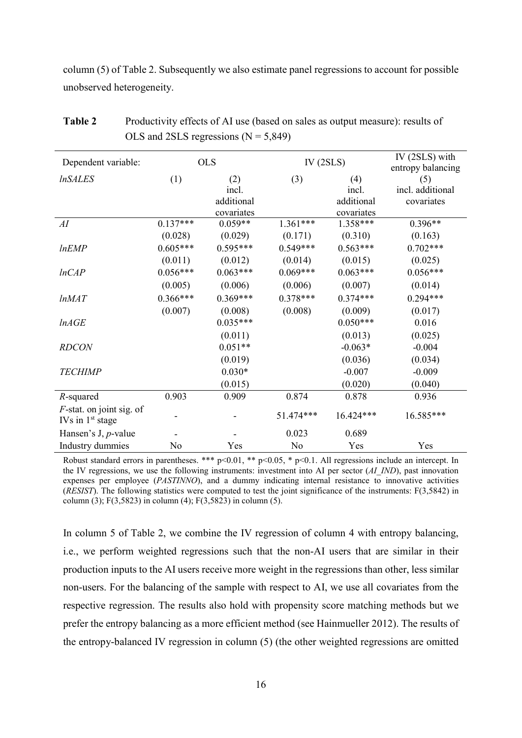column (5) of Table 2. Subsequently we also estimate panel regressions to account for possible unobserved heterogeneity.

**Table 2** Productivity effects of AI use (based on sales as output measure): results of OLS and 2SLS regressions (N = 5,849)

| Dependent variable: | OLS | | IV (2SLS) | | IV (2SLS) with entropy balancing |
|---|---|---|---|---|---|
| *lnSALES* | (1) | (2) incl. additional covariates | (3) | (4) incl. additional covariates | (5) incl. additional covariates |
| *AI* | 0.137*** | 0.059** | 1.361*** | 1.358*** | 0.396** |
| | (0.028) | (0.029) | (0.171) | (0.310) | (0.163) |
| *lnEMP* | 0.605*** | 0.595*** | 0.549*** | 0.563*** | 0.702*** |
| | (0.011) | (0.012) | (0.014) | (0.015) | (0.025) |
| *lnCAP* | 0.056*** | 0.063*** | 0.069*** | 0.063*** | 0.056*** |
| | (0.005) | (0.006) | (0.006) | (0.007) | (0.014) |
| *lnMAT* | 0.366*** | 0.369*** | 0.378*** | 0.374*** | 0.294*** |
| | (0.007) | (0.008) | (0.008) | (0.009) | (0.017) |
| *lnAGE* | | 0.035*** | | 0.050*** | 0.016 |
| | | (0.011) | | (0.013) | (0.025) |
| *RDCON* | | 0.051** | | -0.063* | -0.004 |
| | | (0.019) | | (0.036) | (0.034) |
| *TECHIMP* | | 0.030* | | -0.007 | -0.009 |
| | | (0.015) | | (0.020) | (0.040) |
| *R*-squared | 0.903 | 0.909 | 0.874 | 0.878 | 0.936 |
| *F*-stat. on joint sig. of IVs in 1st stage | - | - | 51.474*** | 16.424*** | 16.585*** |
| Hansen's J, *p*-value | - | - | 0.023 | 0.689 | |
| Industry dummies | No | Yes | No | Yes | Yes |

Robust standard errors in parentheses. *** p<0.01, ** p<0.05, * p<0.1. All regressions include an intercept. In the IV regressions, we use the following instruments: investment into AI per sector (*AI_IND*), past innovation expenses per employee (*PASTINNO*), and a dummy indicating internal resistance to innovative activities (*RESIST*). The following statistics were computed to test the joint significance of the instruments: F(3,5842) in column (3); F(3,5823) in column (4); F(3,5823) in column (5).

In column 5 of Table 2, we combine the IV regression of column 4 with entropy balancing, i.e., we perform weighted regressions such that the non-AI users that are similar in their production inputs to the AI users receive more weight in the regressions than other, less similar non-users. For the balancing of the sample with respect to AI, we use all covariates from the respective regression. The results also hold with propensity score matching methods but we prefer the entropy balancing as a more efficient method (see Hainmueller 2012). The results of the entropy-balanced IV regression in column (5) (the other weighted regressions are omitted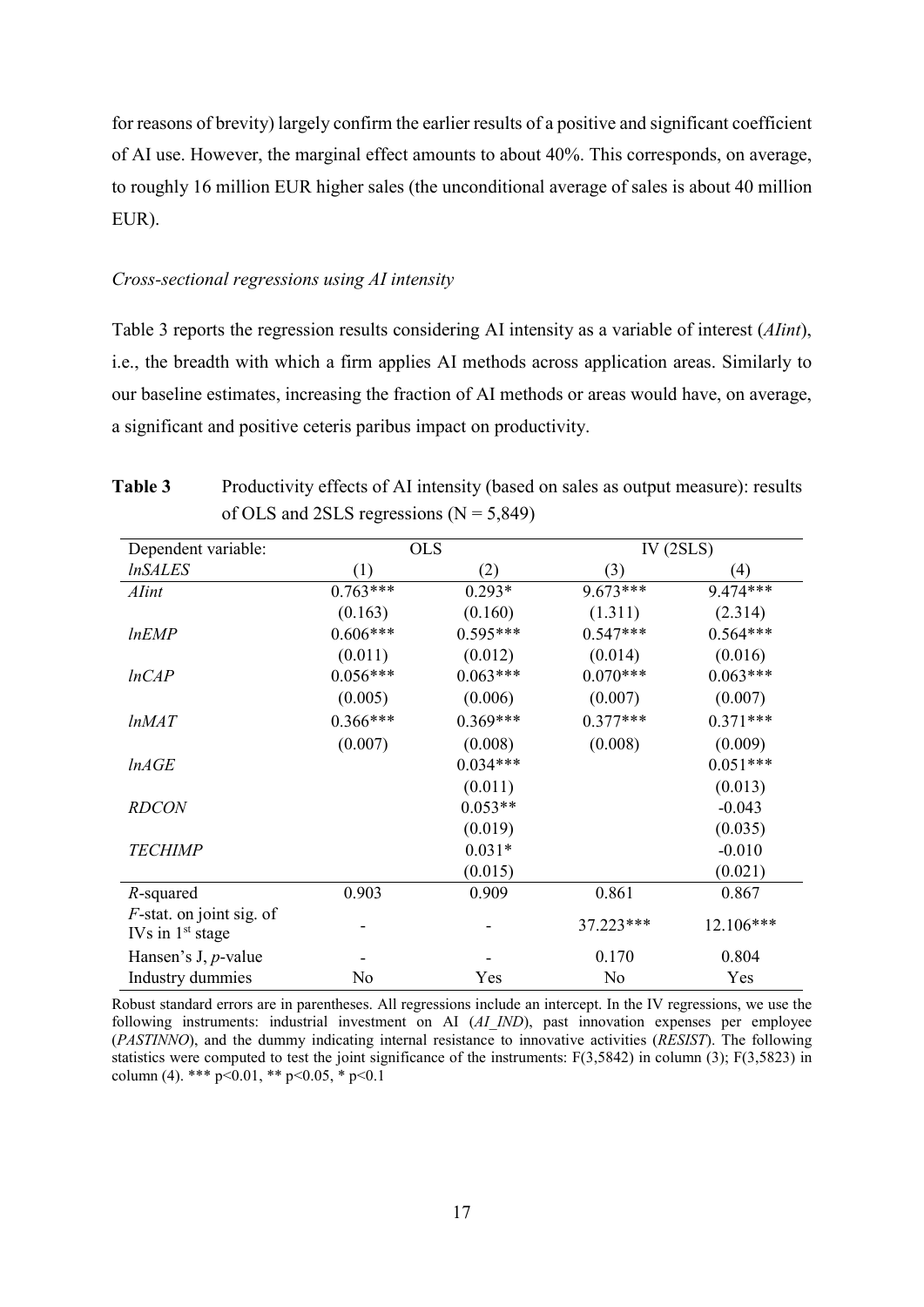for reasons of brevity) largely confirm the earlier results of a positive and significant coefficient of AI use. However, the marginal effect amounts to about 40%. This corresponds, on average, to roughly 16 million EUR higher sales (the unconditional average of sales is about 40 million EUR).

*Cross-sectional regressions using AI intensity*

Table 3 reports the regression results considering AI intensity as a variable of interest (*AIint*), i.e., the breadth with which a firm applies AI methods across application areas. Similarly to our baseline estimates, increasing the fraction of AI methods or areas would have, on average, a significant and positive ceteris paribus impact on productivity.

**Table 3** Productivity effects of AI intensity (based on sales as output measure): results of OLS and 2SLS regressions (N = 5,849)

| Dependent variable: | OLS | | IV (2SLS) | |
|---|---|---|---|---|
| *lnSALES* | (1) | (2) | (3) | (4) |
| *AIint* | 0.763*** | 0.293* | 9.673*** | 9.474*** |
| | (0.163) | (0.160) | (1.311) | (2.314) |
| *lnEMP* | 0.606*** | 0.595*** | 0.547*** | 0.564*** |
| | (0.011) | (0.012) | (0.014) | (0.016) |
| *lnCAP* | 0.056*** | 0.063*** | 0.070*** | 0.063*** |
| | (0.005) | (0.006) | (0.007) | (0.007) |
| *lnMAT* | 0.366*** | 0.369*** | 0.377*** | 0.371*** |
| | (0.007) | (0.008) | (0.008) | (0.009) |
| *lnAGE* | | 0.034*** | | 0.051*** |
| | | (0.011) | | (0.013) |
| *RDCON* | | 0.053** | | -0.043 |
| | | (0.019) | | (0.035) |
| *TECHIMP* | | 0.031* | | -0.010 |
| | | (0.015) | | (0.021) |
| *R*-squared | 0.903 | 0.909 | 0.861 | 0.867 |
| *F*-stat. on joint sig. of IVs in 1st stage | - | - | 37.223*** | 12.106*** |
| Hansen's J, *p*-value | - | - | 0.170 | 0.804 |
| Industry dummies | No | Yes | No | Yes |

Robust standard errors are in parentheses. All regressions include an intercept. In the IV regressions, we use the following instruments: industrial investment on AI (*AI_IND*), past innovation expenses per employee (*PASTINNO*), and the dummy indicating internal resistance to innovative activities (*RESIST*). The following statistics were computed to test the joint significance of the instruments: $F(3,5842)$ in column (3); $F(3,5823)$ in column (4). *** $p<0.01$, ** $p<0.05$, * $p<0.1$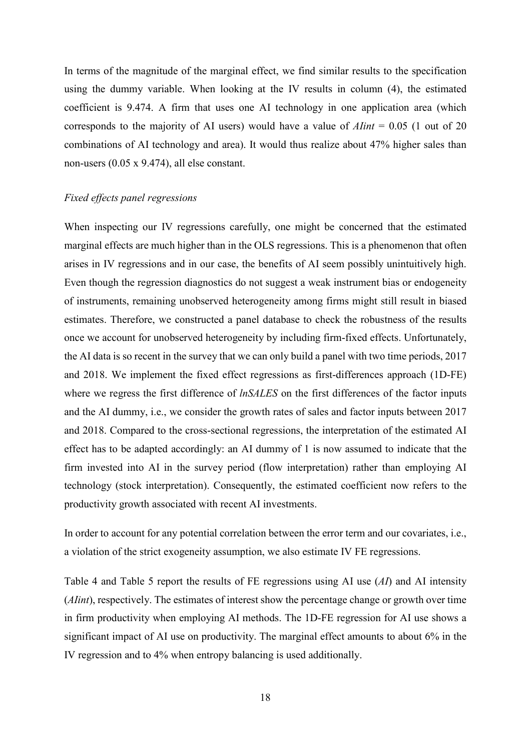In terms of the magnitude of the marginal effect, we find similar results to the specification using the dummy variable. When looking at the IV results in column (4), the estimated coefficient is 9.474. A firm that uses one AI technology in one application area (which corresponds to the majority of AI users) would have a value of *AIint* = 0.05 (1 out of 20 combinations of AI technology and area). It would thus realize about 47% higher sales than non-users (0.05 x 9.474), all else constant.

*Fixed effects panel regressions*

When inspecting our IV regressions carefully, one might be concerned that the estimated marginal effects are much higher than in the OLS regressions. This is a phenomenon that often arises in IV regressions and in our case, the benefits of AI seem possibly unintuitively high. Even though the regression diagnostics do not suggest a weak instrument bias or endogeneity of instruments, remaining unobserved heterogeneity among firms might still result in biased estimates. Therefore, we constructed a panel database to check the robustness of the results once we account for unobserved heterogeneity by including firm-fixed effects. Unfortunately, the AI data is so recent in the survey that we can only build a panel with two time periods, 2017 and 2018. We implement the fixed effect regressions as first-differences approach (1D-FE) where we regress the first difference of *lnSALES* on the first differences of the factor inputs and the AI dummy, i.e., we consider the growth rates of sales and factor inputs between 2017 and 2018. Compared to the cross-sectional regressions, the interpretation of the estimated AI effect has to be adapted accordingly: an AI dummy of 1 is now assumed to indicate that the firm invested into AI in the survey period (flow interpretation) rather than employing AI technology (stock interpretation). Consequently, the estimated coefficient now refers to the productivity growth associated with recent AI investments.

In order to account for any potential correlation between the error term and our covariates, i.e., a violation of the strict exogeneity assumption, we also estimate IV FE regressions.

Table 4 and Table 5 report the results of FE regressions using AI use (*AI*) and AI intensity (*AIint*), respectively. The estimates of interest show the percentage change or growth over time in firm productivity when employing AI methods. The 1D-FE regression for AI use shows a significant impact of AI use on productivity. The marginal effect amounts to about 6% in the IV regression and to 4% when entropy balancing is used additionally.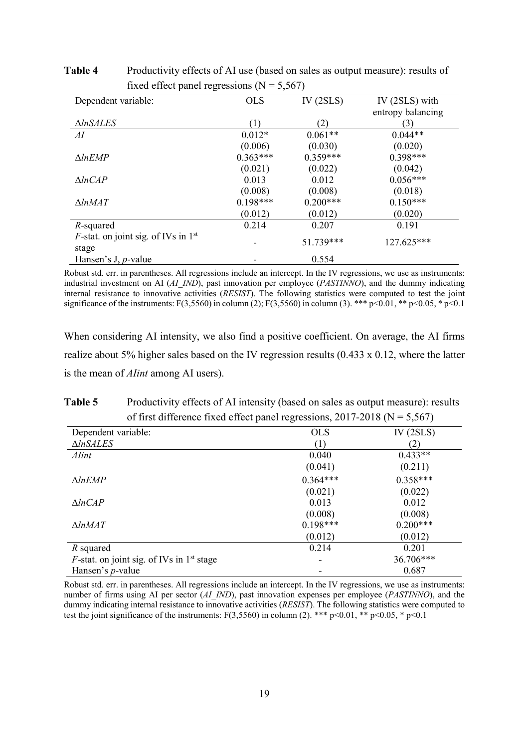**Table 4** Productivity effects of AI use (based on sales as output measure): results of fixed effect panel regressions (N = 5,567)

| Dependent variable: | OLS | IV (2SLS) | IV (2SLS) with entropy balancing |
|---|---|---|---|
| *ΔlnSALES* | (1) | (2) | (3) |
| *AI* | 0.012* | 0.061** | 0.044** |
| | (0.006) | (0.030) | (0.020) |
| *ΔlnEMP* | 0.363*** | 0.359*** | 0.398*** |
| | (0.021) | (0.022) | (0.042) |
| *ΔlnCAP* | 0.013 | 0.012 | 0.056*** |
| | (0.008) | (0.008) | (0.018) |
| *ΔlnMAT* | 0.198*** | 0.200*** | 0.150*** |
| | (0.012) | (0.012) | (0.020) |
| *R*-squared | 0.214 | 0.207 | 0.191 |
| *F*-stat. on joint sig. of IVs in 1st stage | - | 51.739*** | 127.625*** |
| Hansen's J, *p*-value | - | 0.554 | |

Robust std. err. in parentheses. All regressions include an intercept. In the IV regressions, we use as instruments: industrial investment on AI (*AI_IND*), past innovation per employee (*PASTINNO*), and the dummy indicating internal resistance to innovative activities (*RESIST*). The following statistics were computed to test the joint significance of the instruments: $F(3,5560)$ in column (2); $F(3,5560)$ in column (3). *** $p<0.01$, ** $p<0.05$, * $p<0.1$

When considering AI intensity, we also find a positive coefficient. On average, the AI firms realize about 5% higher sales based on the IV regression results (0.433 x 0.12, where the latter is the mean of *AIint* among AI users).

**Table 5** Productivity effects of AI intensity (based on sales as output measure): results of first difference fixed effect panel regressions, 2017-2018 (N = 5,567)

| Dependent variable: | OLS | IV (2SLS) |
|---|---|---|
| *ΔlnSALES* | (1) | (2) |
| *AIint* | 0.040 | 0.433** |
| | (0.041) | (0.211) |
| *ΔlnEMP* | 0.364*** | 0.358*** |
| | (0.021) | (0.022) |
| *ΔlnCAP* | 0.013 | 0.012 |
| | (0.008) | (0.008) |
| *ΔlnMAT* | 0.198*** | 0.200*** |
| | (0.012) | (0.012) |
| *R* squared | 0.214 | 0.201 |
| *F*-stat. on joint sig. of IVs in 1st stage | - | 36.706*** |
| Hansen's *p*-value | - | 0.687 |

Robust std. err. in parentheses. All regressions include an intercept. In the IV regressions, we use as instruments: number of firms using AI per sector (*AI_IND*), past innovation expenses per employee (*PASTINNO*), and the dummy indicating internal resistance to innovative activities (*RESIST*). The following statistics were computed to test the joint significance of the instruments: $F(3,5560)$ in column (2). *** $p<0.01$, ** $p<0.05$, * $p<0.1$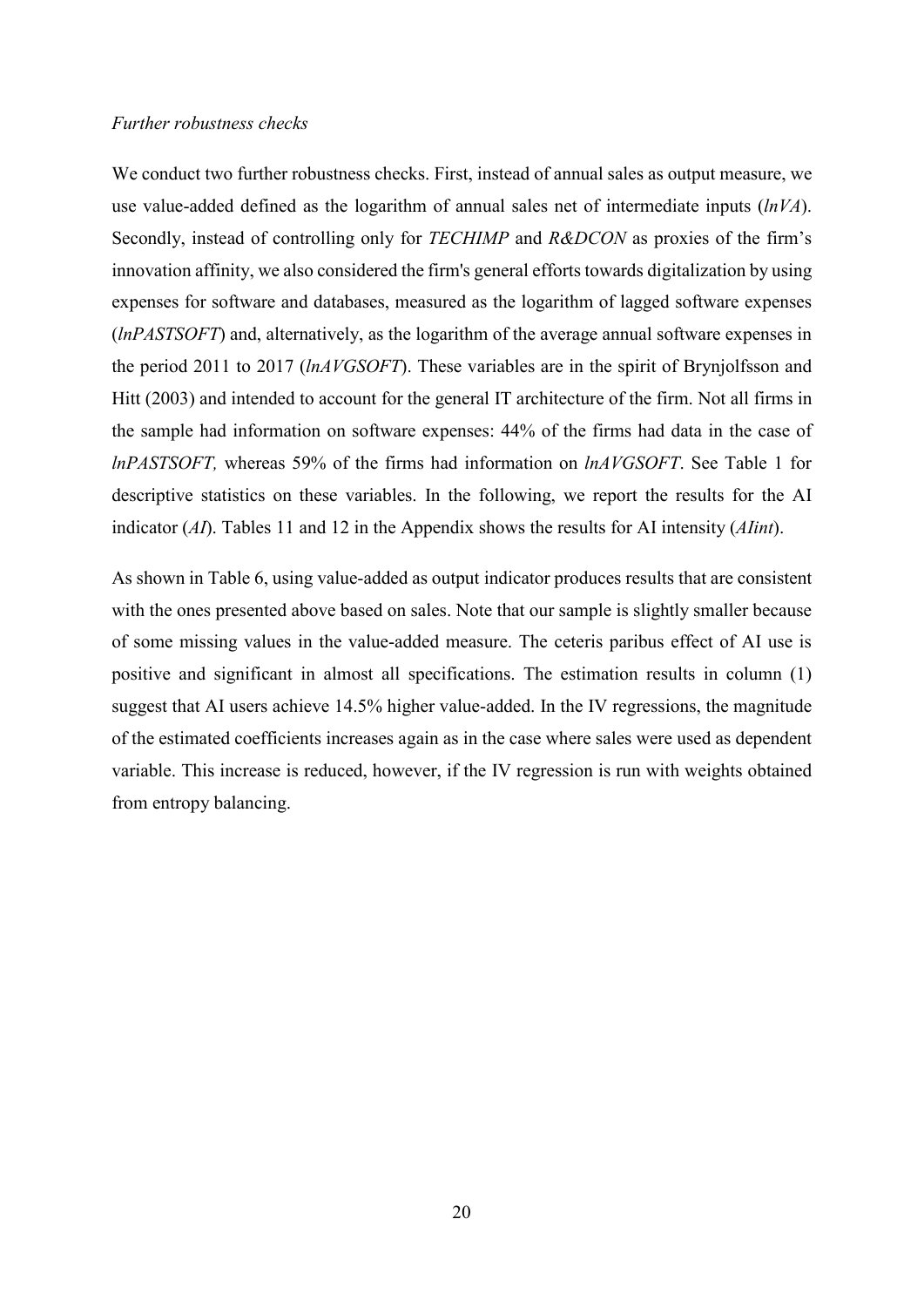*Further robustness checks*

We conduct two further robustness checks. First, instead of annual sales as output measure, we use value-added defined as the logarithm of annual sales net of intermediate inputs (*lnVA*). Secondly, instead of controlling only for *TECHIMP* and *R&DCON* as proxies of the firm's innovation affinity, we also considered the firm's general efforts towards digitalization by using expenses for software and databases, measured as the logarithm of lagged software expenses (*lnPASTSOFT*) and, alternatively, as the logarithm of the average annual software expenses in the period 2011 to 2017 (*lnAVGSOFT*). These variables are in the spirit of Brynjolfsson and Hitt (2003) and intended to account for the general IT architecture of the firm. Not all firms in the sample had information on software expenses: 44% of the firms had data in the case of *lnPASTSOFT,* whereas 59% of the firms had information on *lnAVGSOFT*. See Table 1 for descriptive statistics on these variables. In the following, we report the results for the AI indicator (*AI*). Tables 11 and 12 in the Appendix shows the results for AI intensity (*AIint*).

As shown in Table 6, using value-added as output indicator produces results that are consistent with the ones presented above based on sales. Note that our sample is slightly smaller because of some missing values in the value-added measure. The ceteris paribus effect of AI use is positive and significant in almost all specifications. The estimation results in column (1) suggest that AI users achieve 14.5% higher value-added. In the IV regressions, the magnitude of the estimated coefficients increases again as in the case where sales were used as dependent variable. This increase is reduced, however, if the IV regression is run with weights obtained from entropy balancing.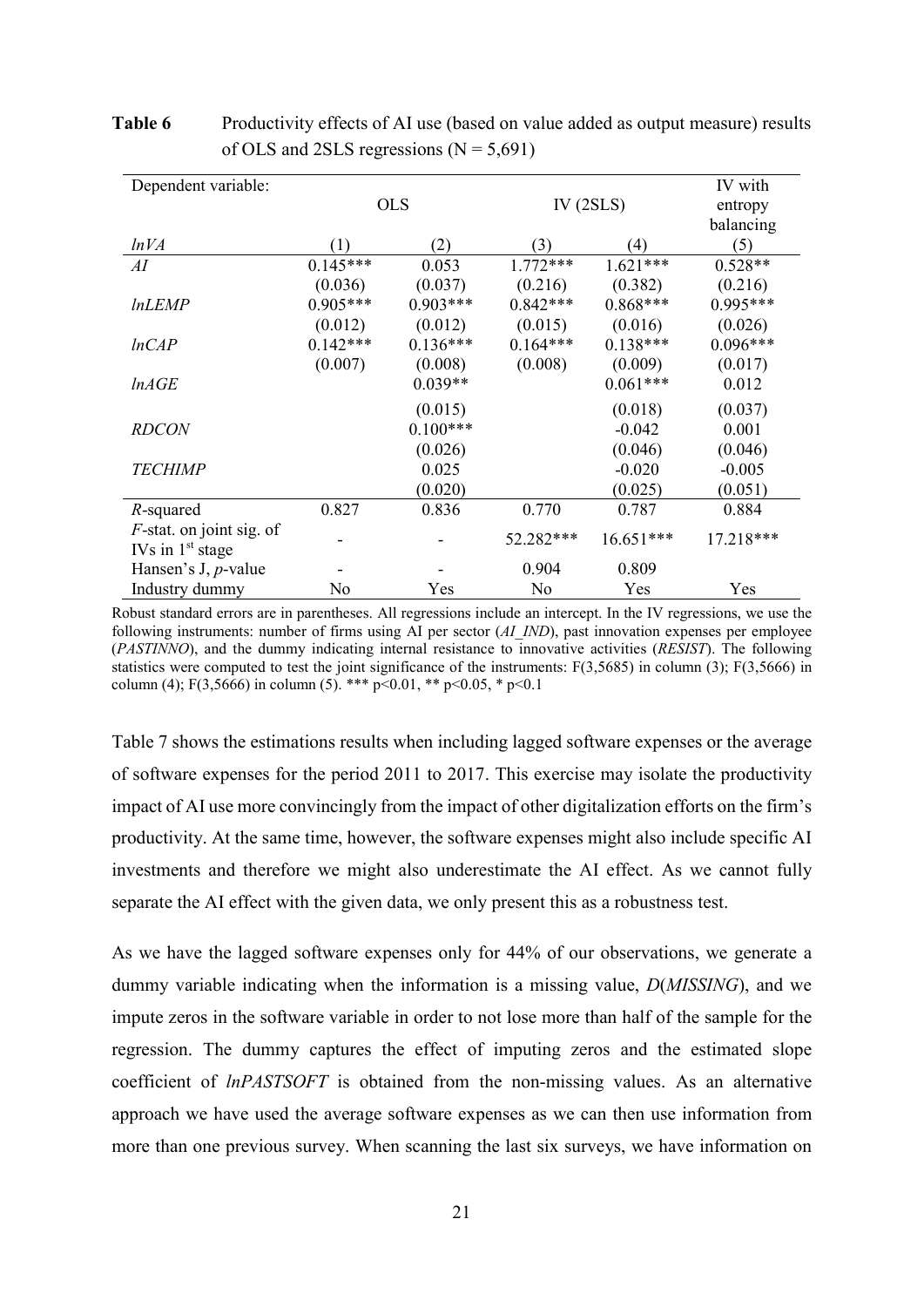**Table 6** Productivity effects of AI use (based on value added as output measure) results of OLS and 2SLS regressions (N = 5,691)

| Dependent variable: | OLS | | IV (2SLS) | | IV with entropy balancing |
|---|---|---|---|---|---|
| *lnVA* | (1) | (2) | (3) | (4) | (5) |
| *AI* | 0.145*** | 0.053 | 1.772*** | 1.621*** | 0.528** |
| | (0.036) | (0.037) | (0.216) | (0.382) | (0.216) |
| *lnLEMP* | 0.905*** | 0.903*** | 0.842*** | 0.868*** | 0.995*** |
| | (0.012) | (0.012) | (0.015) | (0.016) | (0.026) |
| *lnCAP* | 0.142*** | 0.136*** | 0.164*** | 0.138*** | 0.096*** |
| | (0.007) | (0.008) | (0.008) | (0.009) | (0.017) |
| *lnAGE* | | 0.039** | | 0.061*** | 0.012 |
| | | (0.015) | | (0.018) | (0.037) |
| *RDCON* | | 0.100*** | | -0.042 | 0.001 |
| | | (0.026) | | (0.046) | (0.046) |
| *TECHIMP* | | 0.025 | | -0.020 | -0.005 |
| | | (0.020) | | (0.025) | (0.051) |
| *R*-squared | 0.827 | 0.836 | 0.770 | 0.787 | 0.884 |
| *F*-stat. on joint sig. of IVs in 1st stage | - | - | 52.282*** | 16.651*** | 17.218*** |
| Hansen's J, *p*-value | - | - | 0.904 | 0.809 | |
| Industry dummy | No | Yes | No | Yes | Yes |

Robust standard errors are in parentheses. All regressions include an intercept. In the IV regressions, we use the following instruments: number of firms using AI per sector (*AI_IND*), past innovation expenses per employee (*PASTINNO*), and the dummy indicating internal resistance to innovative activities (*RESIST*). The following statistics were computed to test the joint significance of the instruments: F(3,5685) in column (3); F(3,5666) in column (4); F(3,5666) in column (5). *** p<0.01, ** p<0.05, * p<0.1

Table 7 shows the estimations results when including lagged software expenses or the average of software expenses for the period 2011 to 2017. This exercise may isolate the productivity impact of AI use more convincingly from the impact of other digitalization efforts on the firm's productivity. At the same time, however, the software expenses might also include specific AI investments and therefore we might also underestimate the AI effect. As we cannot fully separate the AI effect with the given data, we only present this as a robustness test.

As we have the lagged software expenses only for 44% of our observations, we generate a dummy variable indicating when the information is a missing value, *D*(*MISSING*), and we impute zeros in the software variable in order to not lose more than half of the sample for the regression. The dummy captures the effect of imputing zeros and the estimated slope coefficient of *lnPASTSOFT* is obtained from the non-missing values. As an alternative approach we have used the average software expenses as we can then use information from more than one previous survey. When scanning the last six surveys, we have information on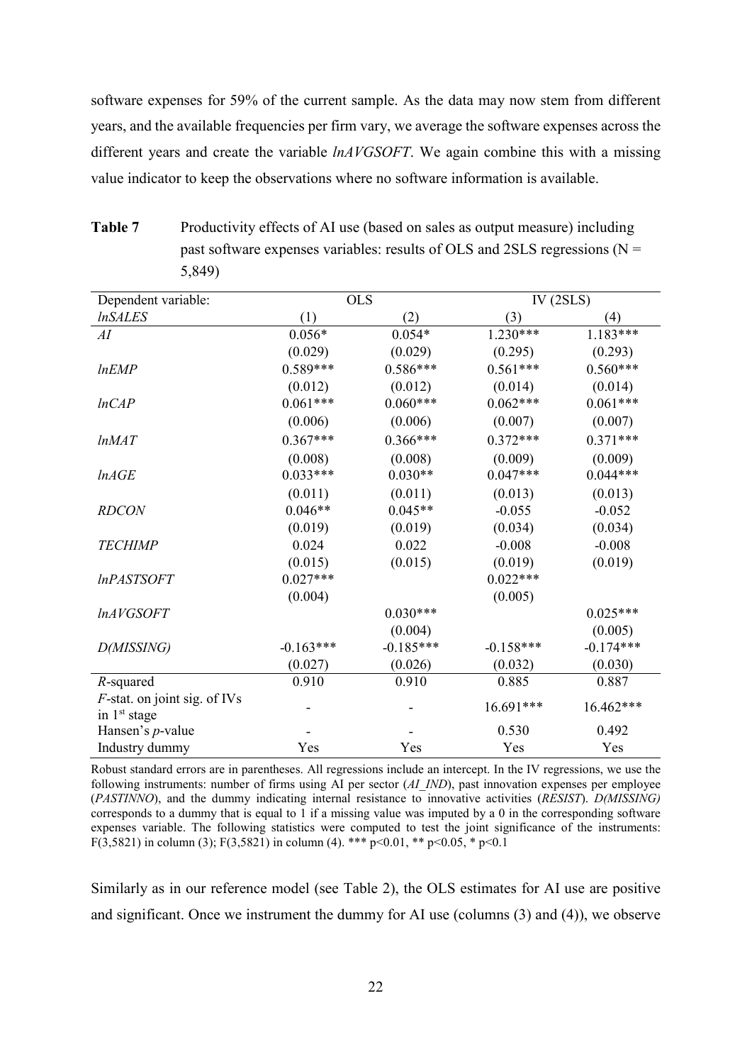software expenses for 59% of the current sample. As the data may now stem from different years, and the available frequencies per firm vary, we average the software expenses across the different years and create the variable *lnAVGSOFT*. We again combine this with a missing value indicator to keep the observations where no software information is available.

**Table 7** Productivity effects of AI use (based on sales as output measure) including past software expenses variables: results of OLS and 2SLS regressions (N = 5,849)

| Dependent variable: | OLS | | IV (2SLS) | |
|---|---|---|---|---|
| *lnSALES* | (1) | (2) | (3) | (4) |
| *AI* | 0.056* | 0.054* | 1.230*** | 1.183*** |
| | (0.029) | (0.029) | (0.295) | (0.293) |
| *lnEMP* | 0.589*** | 0.586*** | 0.561*** | 0.560*** |
| | (0.012) | (0.012) | (0.014) | (0.014) |
| *lnCAP* | 0.061*** | 0.060*** | 0.062*** | 0.061*** |
| | (0.006) | (0.006) | (0.007) | (0.007) |
| *lnMAT* | 0.367*** | 0.366*** | 0.372*** | 0.371*** |
| | (0.008) | (0.008) | (0.009) | (0.009) |
| *lnAGE* | 0.033*** | 0.030** | 0.047*** | 0.044*** |
| | (0.011) | (0.011) | (0.013) | (0.013) |
| *RDCON* | 0.046** | 0.045** | -0.055 | -0.052 |
| | (0.019) | (0.019) | (0.034) | (0.034) |
| *TECHIMP* | 0.024 | 0.022 | -0.008 | -0.008 |
| | (0.015) | (0.015) | (0.019) | (0.019) |
| *lnPASTSOFT* | 0.027*** | | 0.022*** | |
| | (0.004) | | (0.005) | |
| *lnAVGSOFT* | | 0.030*** | | 0.025*** |
| | | (0.004) | | (0.005) |
| *D(MISSING)* | -0.163*** | -0.185*** | -0.158*** | -0.174*** |
| | (0.027) | (0.026) | (0.032) | (0.030) |
| *R*-squared | 0.910 | 0.910 | 0.885 | 0.887 |
| *F*-stat. on joint sig. of IVs in 1st stage | - | - | 16.691*** | 16.462*** |
| Hansen's *p*-value | - | - | 0.530 | 0.492 |
| Industry dummy | Yes | Yes | Yes | Yes |

Robust standard errors are in parentheses. All regressions include an intercept. In the IV regressions, we use the following instruments: number of firms using AI per sector (*AI_IND*), past innovation expenses per employee (*PASTINNO*), and the dummy indicating internal resistance to innovative activities (*RESIST*). *D(MISSING)* corresponds to a dummy that is equal to 1 if a missing value was imputed by a 0 in the corresponding software expenses variable. The following statistics were computed to test the joint significance of the instruments: $F(3,5821)$ in column (3); $F(3,5821)$ in column (4). *** $p<0.01$, ** $p<0.05$, * $p<0.1$

Similarly as in our reference model (see Table 2), the OLS estimates for AI use are positive and significant. Once we instrument the dummy for AI use (columns (3) and (4)), we observe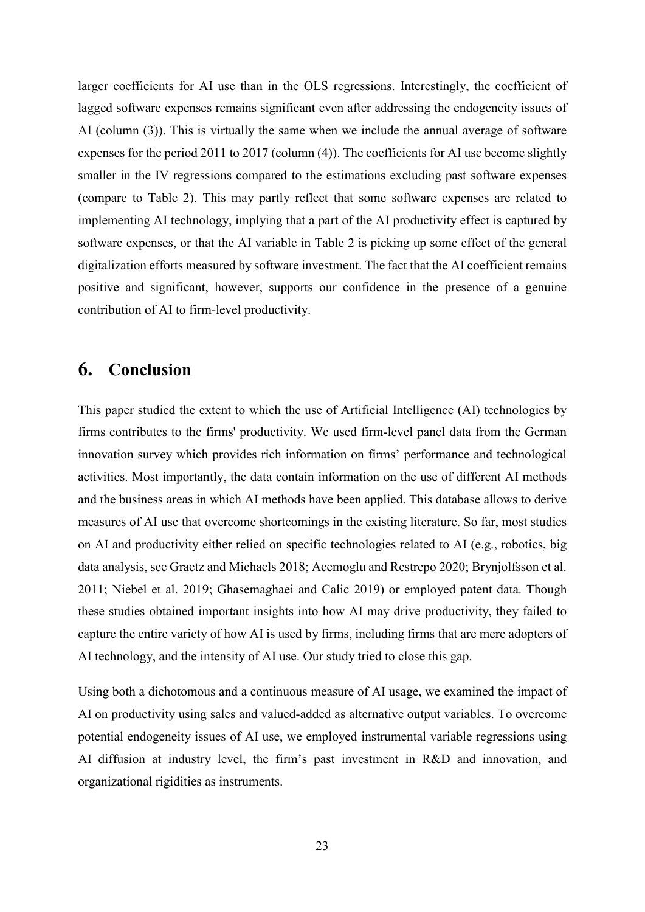larger coefficients for AI use than in the OLS regressions. Interestingly, the coefficient of lagged software expenses remains significant even after addressing the endogeneity issues of AI (column (3)). This is virtually the same when we include the annual average of software expenses for the period 2011 to 2017 (column (4)). The coefficients for AI use become slightly smaller in the IV regressions compared to the estimations excluding past software expenses (compare to Table 2). This may partly reflect that some software expenses are related to implementing AI technology, implying that a part of the AI productivity effect is captured by software expenses, or that the AI variable in Table 2 is picking up some effect of the general digitalization efforts measured by software investment. The fact that the AI coefficient remains positive and significant, however, supports our confidence in the presence of a genuine contribution of AI to firm-level productivity.

# 6. Conclusion

This paper studied the extent to which the use of Artificial Intelligence (AI) technologies by firms contributes to the firms' productivity. We used firm-level panel data from the German innovation survey which provides rich information on firms' performance and technological activities. Most importantly, the data contain information on the use of different AI methods and the business areas in which AI methods have been applied. This database allows to derive measures of AI use that overcome shortcomings in the existing literature. So far, most studies on AI and productivity either relied on specific technologies related to AI (e.g., robotics, big data analysis, see Graetz and Michaels 2018; Acemoglu and Restrepo 2020; Brynjolfsson et al. 2011; Niebel et al. 2019; Ghasemaghaei and Calic 2019) or employed patent data. Though these studies obtained important insights into how AI may drive productivity, they failed to capture the entire variety of how AI is used by firms, including firms that are mere adopters of AI technology, and the intensity of AI use. Our study tried to close this gap.

Using both a dichotomous and a continuous measure of AI usage, we examined the impact of AI on productivity using sales and valued-added as alternative output variables. To overcome potential endogeneity issues of AI use, we employed instrumental variable regressions using AI diffusion at industry level, the firm's past investment in R&D and innovation, and organizational rigidities as instruments.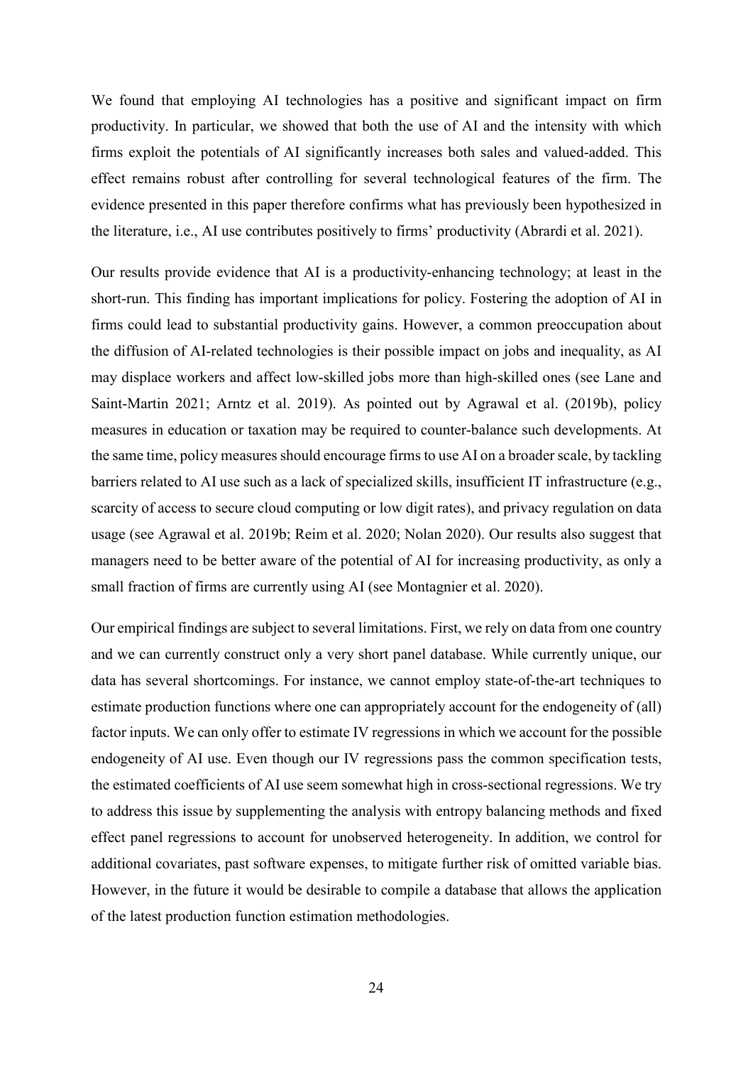We found that employing AI technologies has a positive and significant impact on firm productivity. In particular, we showed that both the use of AI and the intensity with which firms exploit the potentials of AI significantly increases both sales and valued-added. This effect remains robust after controlling for several technological features of the firm. The evidence presented in this paper therefore confirms what has previously been hypothesized in the literature, i.e., AI use contributes positively to firms' productivity (Abrardi et al. 2021).

Our results provide evidence that AI is a productivity-enhancing technology; at least in the short-run. This finding has important implications for policy. Fostering the adoption of AI in firms could lead to substantial productivity gains. However, a common preoccupation about the diffusion of AI-related technologies is their possible impact on jobs and inequality, as AI may displace workers and affect low-skilled jobs more than high-skilled ones (see Lane and Saint-Martin 2021; Arntz et al. 2019). As pointed out by Agrawal et al. (2019b), policy measures in education or taxation may be required to counter-balance such developments. At the same time, policy measures should encourage firms to use AI on a broader scale, by tackling barriers related to AI use such as a lack of specialized skills, insufficient IT infrastructure (e.g., scarcity of access to secure cloud computing or low digit rates), and privacy regulation on data usage (see Agrawal et al. 2019b; Reim et al. 2020; Nolan 2020). Our results also suggest that managers need to be better aware of the potential of AI for increasing productivity, as only a small fraction of firms are currently using AI (see Montagnier et al. 2020).

Our empirical findings are subject to several limitations. First, we rely on data from one country and we can currently construct only a very short panel database. While currently unique, our data has several shortcomings. For instance, we cannot employ state-of-the-art techniques to estimate production functions where one can appropriately account for the endogeneity of (all) factor inputs. We can only offer to estimate IV regressions in which we account for the possible endogeneity of AI use. Even though our IV regressions pass the common specification tests, the estimated coefficients of AI use seem somewhat high in cross-sectional regressions. We try to address this issue by supplementing the analysis with entropy balancing methods and fixed effect panel regressions to account for unobserved heterogeneity. In addition, we control for additional covariates, past software expenses, to mitigate further risk of omitted variable bias. However, in the future it would be desirable to compile a database that allows the application of the latest production function estimation methodologies.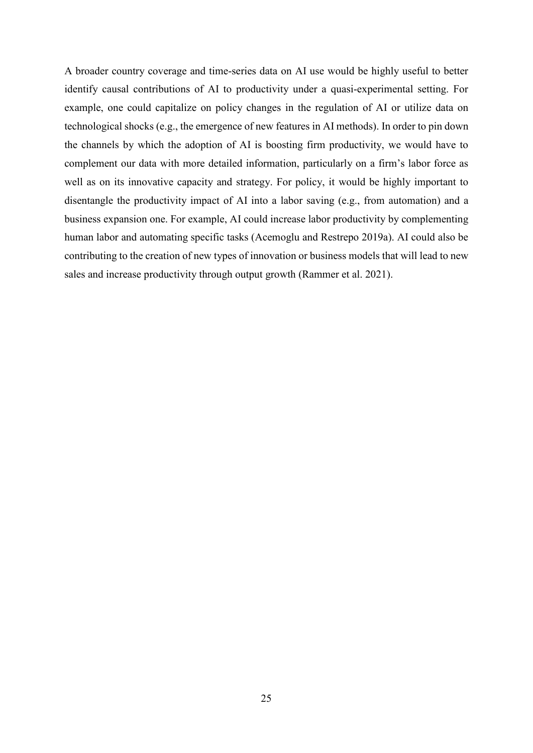A broader country coverage and time-series data on AI use would be highly useful to better identify causal contributions of AI to productivity under a quasi-experimental setting. For example, one could capitalize on policy changes in the regulation of AI or utilize data on technological shocks (e.g., the emergence of new features in AI methods). In order to pin down the channels by which the adoption of AI is boosting firm productivity, we would have to complement our data with more detailed information, particularly on a firm's labor force as well as on its innovative capacity and strategy. For policy, it would be highly important to disentangle the productivity impact of AI into a labor saving (e.g., from automation) and a business expansion one. For example, AI could increase labor productivity by complementing human labor and automating specific tasks (Acemoglu and Restrepo 2019a). AI could also be contributing to the creation of new types of innovation or business models that will lead to new sales and increase productivity through output growth (Rammer et al. 2021).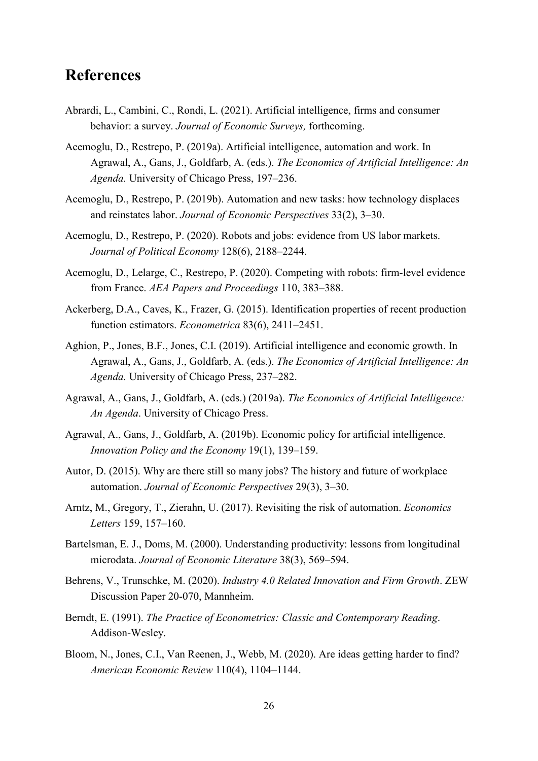# References

Abrardi, L., Cambini, C., Rondi, L. (2021). Artificial intelligence, firms and consumer behavior: a survey. *Journal of Economic Surveys,* forthcoming.

Acemoglu, D., Restrepo, P. (2019a). Artificial intelligence, automation and work. In Agrawal, A., Gans, J., Goldfarb, A. (eds.). *The Economics of Artificial Intelligence: An Agenda.* University of Chicago Press, 197–236.

Acemoglu, D., Restrepo, P. (2019b). Automation and new tasks: how technology displaces and reinstates labor. *Journal of Economic Perspectives* 33(2), 3–30.

Acemoglu, D., Restrepo, P. (2020). Robots and jobs: evidence from US labor markets. *Journal of Political Economy* 128(6), 2188–2244.

Acemoglu, D., Lelarge, C., Restrepo, P. (2020). Competing with robots: firm-level evidence from France. *AEA Papers and Proceedings* 110, 383–388.

Ackerberg, D.A., Caves, K., Frazer, G. (2015). Identification properties of recent production function estimators. *Econometrica* 83(6), 2411–2451.

Aghion, P., Jones, B.F., Jones, C.I. (2019). Artificial intelligence and economic growth. In Agrawal, A., Gans, J., Goldfarb, A. (eds.). *The Economics of Artificial Intelligence: An Agenda.* University of Chicago Press, 237–282.

Agrawal, A., Gans, J., Goldfarb, A. (eds.) (2019a). *The Economics of Artificial Intelligence: An Agenda*. University of Chicago Press.

Agrawal, A., Gans, J., Goldfarb, A. (2019b). Economic policy for artificial intelligence. *Innovation Policy and the Economy* 19(1), 139–159.

Autor, D. (2015). Why are there still so many jobs? The history and future of workplace automation. *Journal of Economic Perspectives* 29(3), 3–30.

Arntz, M., Gregory, T., Zierahn, U. (2017). Revisiting the risk of automation. *Economics Letters* 159, 157–160.

Bartelsman, E. J., Doms, M. (2000). Understanding productivity: lessons from longitudinal microdata. *Journal of Economic Literature* 38(3), 569–594.

Behrens, V., Trunschke, M. (2020). *Industry 4.0 Related Innovation and Firm Growth*. ZEW Discussion Paper 20-070, Mannheim.

Berndt, E. (1991). *The Practice of Econometrics: Classic and Contemporary Reading*. Addison-Wesley.

Bloom, N., Jones, C.I., Van Reenen, J., Webb, M. (2020). Are ideas getting harder to find? *American Economic Review* 110(4), 1104–1144.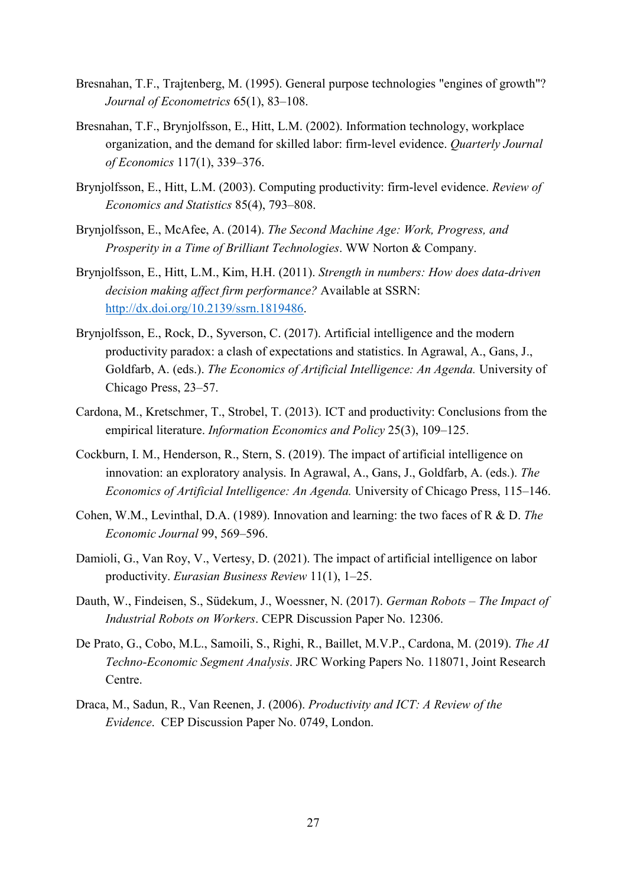Bresnahan, T.F., Trajtenberg, M. (1995). General purpose technologies "engines of growth"? *Journal of Econometrics* 65(1), 83–108.

Bresnahan, T.F., Brynjolfsson, E., Hitt, L.M. (2002). Information technology, workplace organization, and the demand for skilled labor: firm-level evidence. *Quarterly Journal of Economics* 117(1), 339–376.

Brynjolfsson, E., Hitt, L.M. (2003). Computing productivity: firm-level evidence. *Review of Economics and Statistics* 85(4), 793–808.

Brynjolfsson, E., McAfee, A. (2014). *The Second Machine Age: Work, Progress, and Prosperity in a Time of Brilliant Technologies*. WW Norton & Company.

Brynjolfsson, E., Hitt, L.M., Kim, H.H. (2011). *Strength in numbers: How does data-driven decision making affect firm performance?* Available at SSRN: http://dx.doi.org/10.2139/ssrn.1819486.

Brynjolfsson, E., Rock, D., Syverson, C. (2017). Artificial intelligence and the modern productivity paradox: a clash of expectations and statistics. In Agrawal, A., Gans, J., Goldfarb, A. (eds.). *The Economics of Artificial Intelligence: An Agenda.* University of Chicago Press, 23–57.

Cardona, M., Kretschmer, T., Strobel, T. (2013). ICT and productivity: Conclusions from the empirical literature. *Information Economics and Policy* 25(3), 109–125.

Cockburn, I. M., Henderson, R., Stern, S. (2019). The impact of artificial intelligence on innovation: an exploratory analysis. In Agrawal, A., Gans, J., Goldfarb, A. (eds.). *The Economics of Artificial Intelligence: An Agenda.* University of Chicago Press, 115–146.

Cohen, W.M., Levinthal, D.A. (1989). Innovation and learning: the two faces of R & D. *The Economic Journal* 99, 569–596.

Damioli, G., Van Roy, V., Vertesy, D. (2021). The impact of artificial intelligence on labor productivity. *Eurasian Business Review* 11(1), 1–25.

Dauth, W., Findeisen, S., Südekum, J., Woessner, N. (2017). *German Robots – The Impact of Industrial Robots on Workers*. CEPR Discussion Paper No. 12306.

De Prato, G., Cobo, M.L., Samoili, S., Righi, R., Baillet, M.V.P., Cardona, M. (2019). *The AI Techno-Economic Segment Analysis*. JRC Working Papers No. 118071, Joint Research Centre.

Draca, M., Sadun, R., Van Reenen, J. (2006). *Productivity and ICT: A Review of the Evidence*. CEP Discussion Paper No. 0749, London.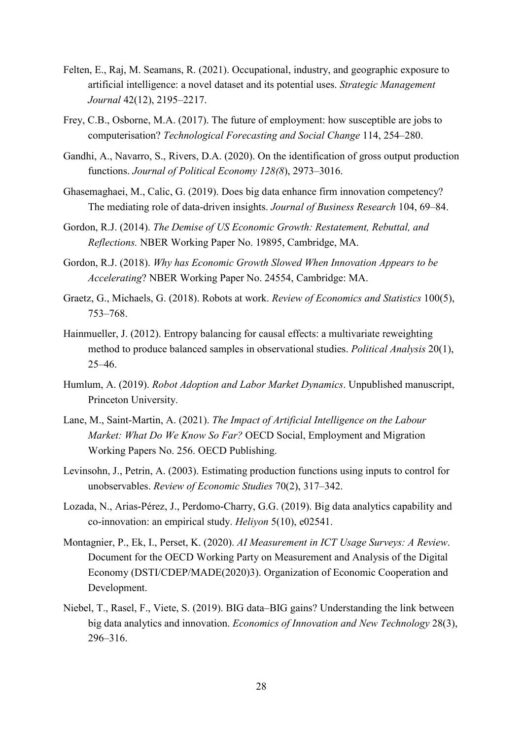Felten, E., Raj, M. Seamans, R. (2021). Occupational, industry, and geographic exposure to artificial intelligence: a novel dataset and its potential uses. *Strategic Management Journal* 42(12), 2195–2217.

Frey, C.B., Osborne, M.A. (2017). The future of employment: how susceptible are jobs to computerisation? *Technological Forecasting and Social Change* 114, 254–280.

Gandhi, A., Navarro, S., Rivers, D.A. (2020). On the identification of gross output production functions. *Journal of Political Economy 128(8*), 2973–3016.

Ghasemaghaei, M., Calic, G. (2019). Does big data enhance firm innovation competency? The mediating role of data-driven insights. *Journal of Business Research* 104, 69–84.

Gordon, R.J. (2014). *The Demise of US Economic Growth: Restatement, Rebuttal, and Reflections.* NBER Working Paper No. 19895, Cambridge, MA.

Gordon, R.J. (2018). *Why has Economic Growth Slowed When Innovation Appears to be Accelerating*? NBER Working Paper No. 24554, Cambridge: MA.

Graetz, G., Michaels, G. (2018). Robots at work. *Review of Economics and Statistics* 100(5), 753–768.

Hainmueller, J. (2012). Entropy balancing for causal effects: a multivariate reweighting method to produce balanced samples in observational studies. *Political Analysis* 20(1), 25–46.

Humlum, A. (2019). *Robot Adoption and Labor Market Dynamics*. Unpublished manuscript, Princeton University.

Lane, M., Saint-Martin, A. (2021). *The Impact of Artificial Intelligence on the Labour Market: What Do We Know So Far?* OECD Social, Employment and Migration Working Papers No. 256. OECD Publishing.

Levinsohn, J., Petrin, A. (2003). Estimating production functions using inputs to control for unobservables. *Review of Economic Studies* 70(2), 317–342.

Lozada, N., Arias-Pérez, J., Perdomo-Charry, G.G. (2019). Big data analytics capability and co-innovation: an empirical study. *Heliyon* 5(10), e02541.

Montagnier, P., Ek, I., Perset, K. (2020). *AI Measurement in ICT Usage Surveys: A Review*. Document for the OECD Working Party on Measurement and Analysis of the Digital Economy (DSTI/CDEP/MADE(2020)3). Organization of Economic Cooperation and Development.

Niebel, T., Rasel, F., Viete, S. (2019). BIG data–BIG gains? Understanding the link between big data analytics and innovation. *Economics of Innovation and New Technology* 28(3), 296–316.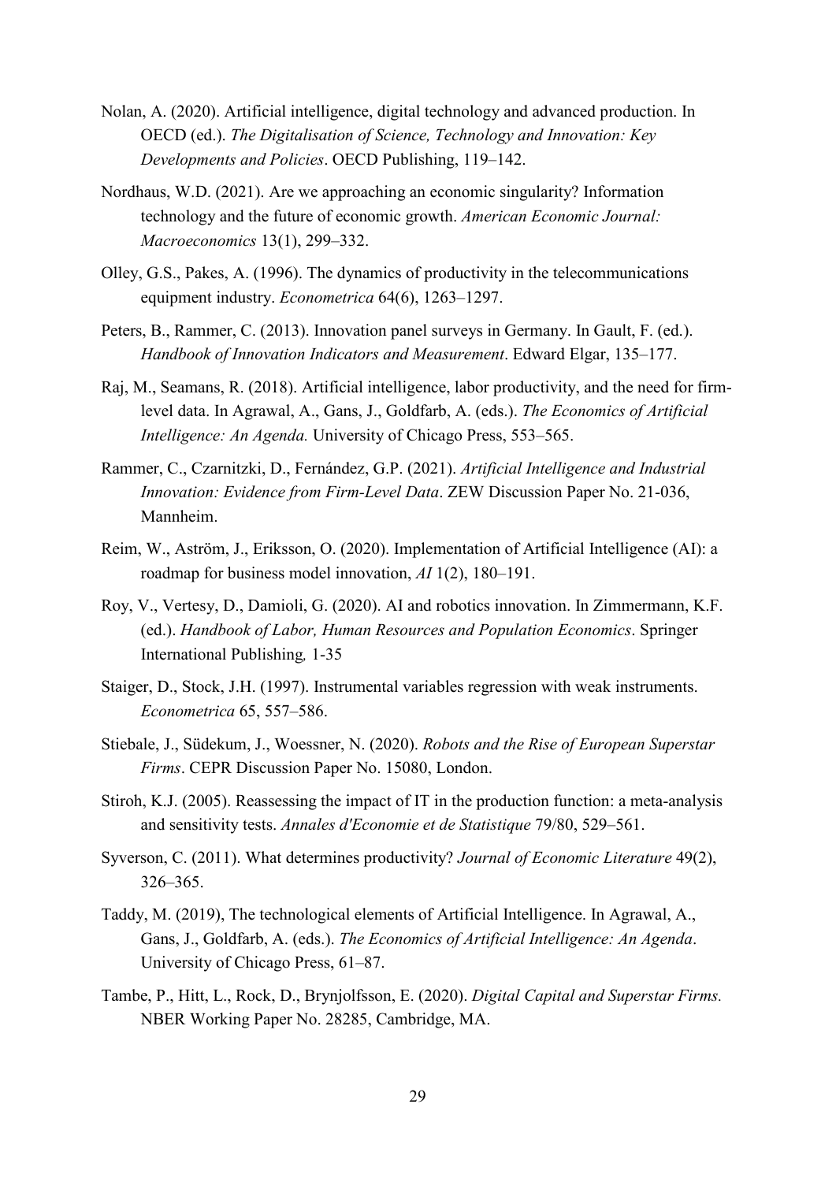Nolan, A. (2020). Artificial intelligence, digital technology and advanced production. In OECD (ed.). *The Digitalisation of Science, Technology and Innovation: Key Developments and Policies*. OECD Publishing, 119–142.

Nordhaus, W.D. (2021). Are we approaching an economic singularity? Information technology and the future of economic growth. *American Economic Journal: Macroeconomics* 13(1), 299–332.

Olley, G.S., Pakes, A. (1996). The dynamics of productivity in the telecommunications equipment industry. *Econometrica* 64(6), 1263–1297.

Peters, B., Rammer, C. (2013). Innovation panel surveys in Germany. In Gault, F. (ed.). *Handbook of Innovation Indicators and Measurement*. Edward Elgar, 135–177.

Raj, M., Seamans, R. (2018). Artificial intelligence, labor productivity, and the need for firm-level data. In Agrawal, A., Gans, J., Goldfarb, A. (eds.). *The Economics of Artificial Intelligence: An Agenda.* University of Chicago Press, 553–565.

Rammer, C., Czarnitzki, D., Fernández, G.P. (2021). *Artificial Intelligence and Industrial Innovation: Evidence from Firm-Level Data*. ZEW Discussion Paper No. 21-036, Mannheim.

Reim, W., Aström, J., Eriksson, O. (2020). Implementation of Artificial Intelligence (AI): a roadmap for business model innovation, *AI* 1(2), 180–191.

Roy, V., Vertesy, D., Damioli, G. (2020). AI and robotics innovation. In Zimmermann, K.F. (ed.). *Handbook of Labor, Human Resources and Population Economics*. Springer International Publishing*,* 1-35

Staiger, D., Stock, J.H. (1997). Instrumental variables regression with weak instruments. *Econometrica* 65, 557–586.

Stiebale, J., Südekum, J., Woessner, N. (2020). *Robots and the Rise of European Superstar Firms*. CEPR Discussion Paper No. 15080, London.

Stiroh, K.J. (2005). Reassessing the impact of IT in the production function: a meta-analysis and sensitivity tests. *Annales d'Economie et de Statistique* 79/80, 529–561.

Syverson, C. (2011). What determines productivity? *Journal of Economic Literature* 49(2), 326–365.

Taddy, M. (2019), The technological elements of Artificial Intelligence. In Agrawal, A., Gans, J., Goldfarb, A. (eds.). *The Economics of Artificial Intelligence: An Agenda*. University of Chicago Press, 61–87.

Tambe, P., Hitt, L., Rock, D., Brynjolfsson, E. (2020). *Digital Capital and Superstar Firms.* NBER Working Paper No. 28285, Cambridge, MA.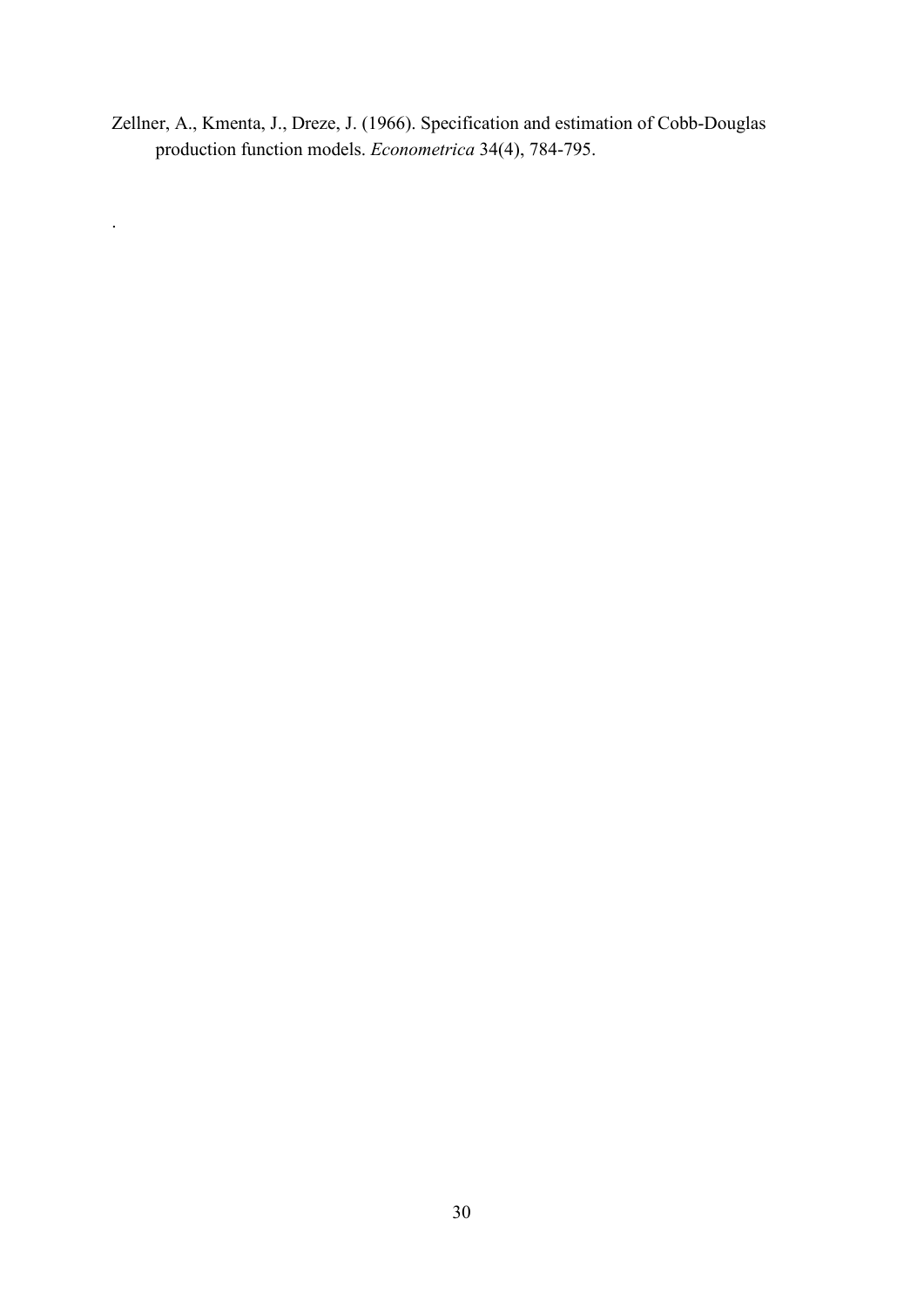Zellner, A., Kmenta, J., Dreze, J. (1966). Specification and estimation of Cobb-Douglas production function models. *Econometrica* 34(4), 784-795.

.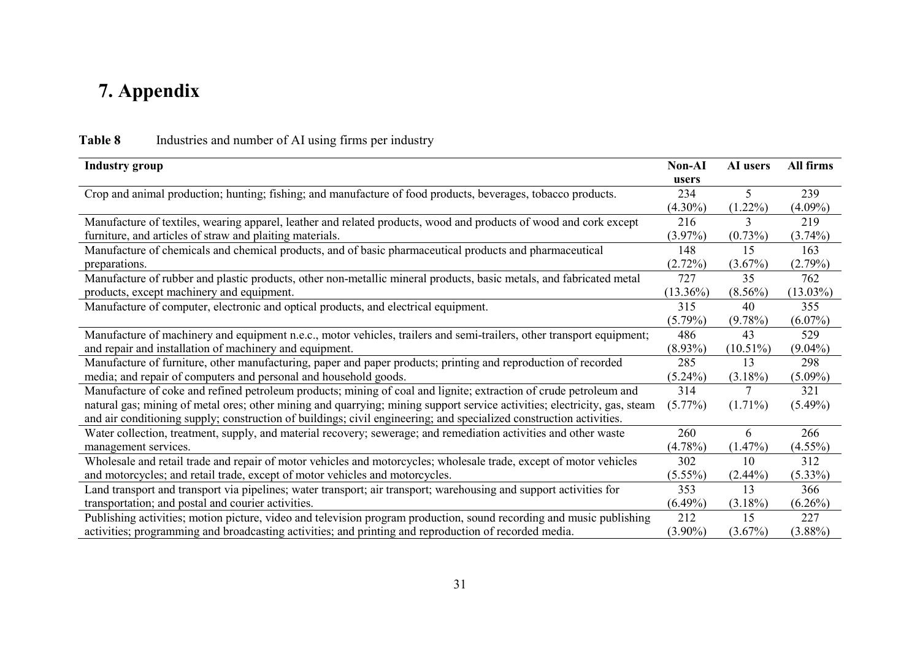# 7. Appendix

**Table 8** Industries and number of AI using firms per industry

| Industry group | Non-AI users | AI users | All firms |
|---|---|---|---|
| Crop and animal production; hunting; fishing; and manufacture of food products, beverages, tobacco products. | 234 (4.30%) | 5 (1.22%) | 239 (4.09%) |
| Manufacture of textiles, wearing apparel, leather and related products, wood and products of wood and cork except furniture, and articles of straw and plaiting materials. | 216 (3.97%) | 3 (0.73%) | 219 (3.74%) |
| Manufacture of chemicals and chemical products, and of basic pharmaceutical products and pharmaceutical preparations. | 148 (2.72%) | 15 (3.67%) | 163 (2.79%) |
| Manufacture of rubber and plastic products, other non-metallic mineral products, basic metals, and fabricated metal products, except machinery and equipment. | 727 (13.36%) | 35 (8.56%) | 762 (13.03%) |
| Manufacture of computer, electronic and optical products, and electrical equipment. | 315 (5.79%) | 40 (9.78%) | 355 (6.07%) |
| Manufacture of machinery and equipment n.e.c., motor vehicles, trailers and semi-trailers, other transport equipment; and repair and installation of machinery and equipment. | 486 (8.93%) | 43 (10.51%) | 529 (9.04%) |
| Manufacture of furniture, other manufacturing, paper and paper products; printing and reproduction of recorded media; and repair of computers and personal and household goods. | 285 (5.24%) | 13 (3.18%) | 298 (5.09%) |
| Manufacture of coke and refined petroleum products; mining of coal and lignite; extraction of crude petroleum and natural gas; mining of metal ores; other mining and quarrying; mining support service activities; electricity, gas, steam and air conditioning supply; construction of buildings; civil engineering; and specialized construction activities. | 314 (5.77%) | 7 (1.71%) | 321 (5.49%) |
| Water collection, treatment, supply, and material recovery; sewerage; and remediation activities and other waste management services. | 260 (4.78%) | 6 (1.47%) | 266 (4.55%) |
| Wholesale and retail trade and repair of motor vehicles and motorcycles; wholesale trade, except of motor vehicles and motorcycles; and retail trade, except of motor vehicles and motorcycles. | 302 (5.55%) | 10 (2.44%) | 312 (5.33%) |
| Land transport and transport via pipelines; water transport; air transport; warehousing and support activities for transportation; and postal and courier activities. | 353 (6.49%) | 13 (3.18%) | 366 (6.26%) |
| Publishing activities; motion picture, video and television program production, sound recording and music publishing activities; programming and broadcasting activities; and printing and reproduction of recorded media. | 212 (3.90%) | 15 (3.67%) | 227 (3.88%) |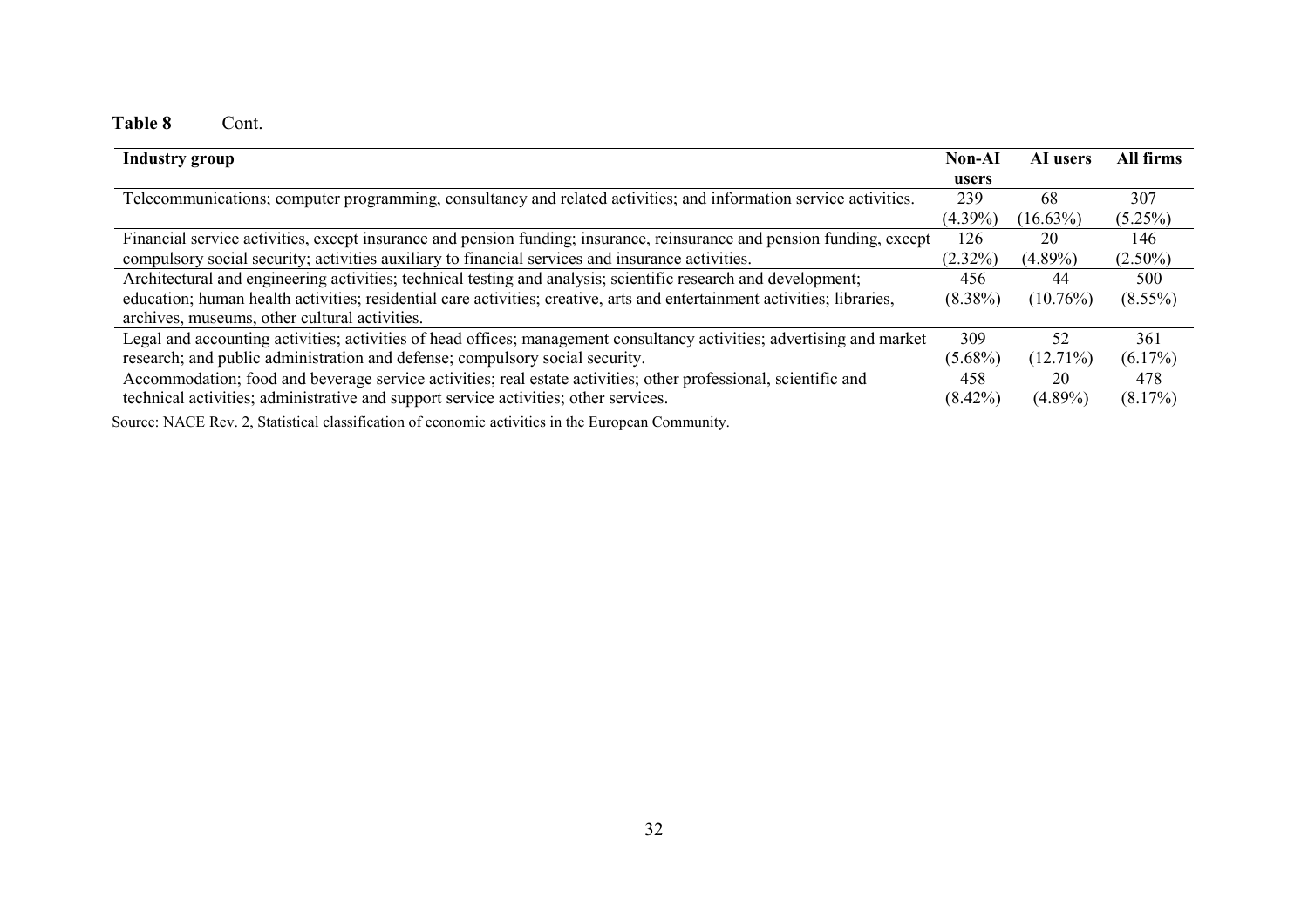**Table 8** Cont.

| Industry group | Non-AI users | AI users | All firms |
|---|---|---|---|
| Telecommunications; computer programming, consultancy and related activities; and information service activities. | 239 (4.39%) | 68 (16.63%) | 307 (5.25%) |
| Financial service activities, except insurance and pension funding; insurance, reinsurance and pension funding, except compulsory social security; activities auxiliary to financial services and insurance activities. | 126 (2.32%) | 20 (4.89%) | 146 (2.50%) |
| Architectural and engineering activities; technical testing and analysis; scientific research and development; education; human health activities; residential care activities; creative, arts and entertainment activities; libraries, archives, museums, other cultural activities. | 456 (8.38%) | 44 (10.76%) | 500 (8.55%) |
| Legal and accounting activities; activities of head offices; management consultancy activities; advertising and market research; and public administration and defense; compulsory social security. | 309 (5.68%) | 52 (12.71%) | 361 (6.17%) |
| Accommodation; food and beverage service activities; real estate activities; other professional, scientific and technical activities; administrative and support service activities; other services. | 458 (8.42%) | 20 (4.89%) | 478 (8.17%) |

Source: NACE Rev. 2, Statistical classification of economic activities in the European Community.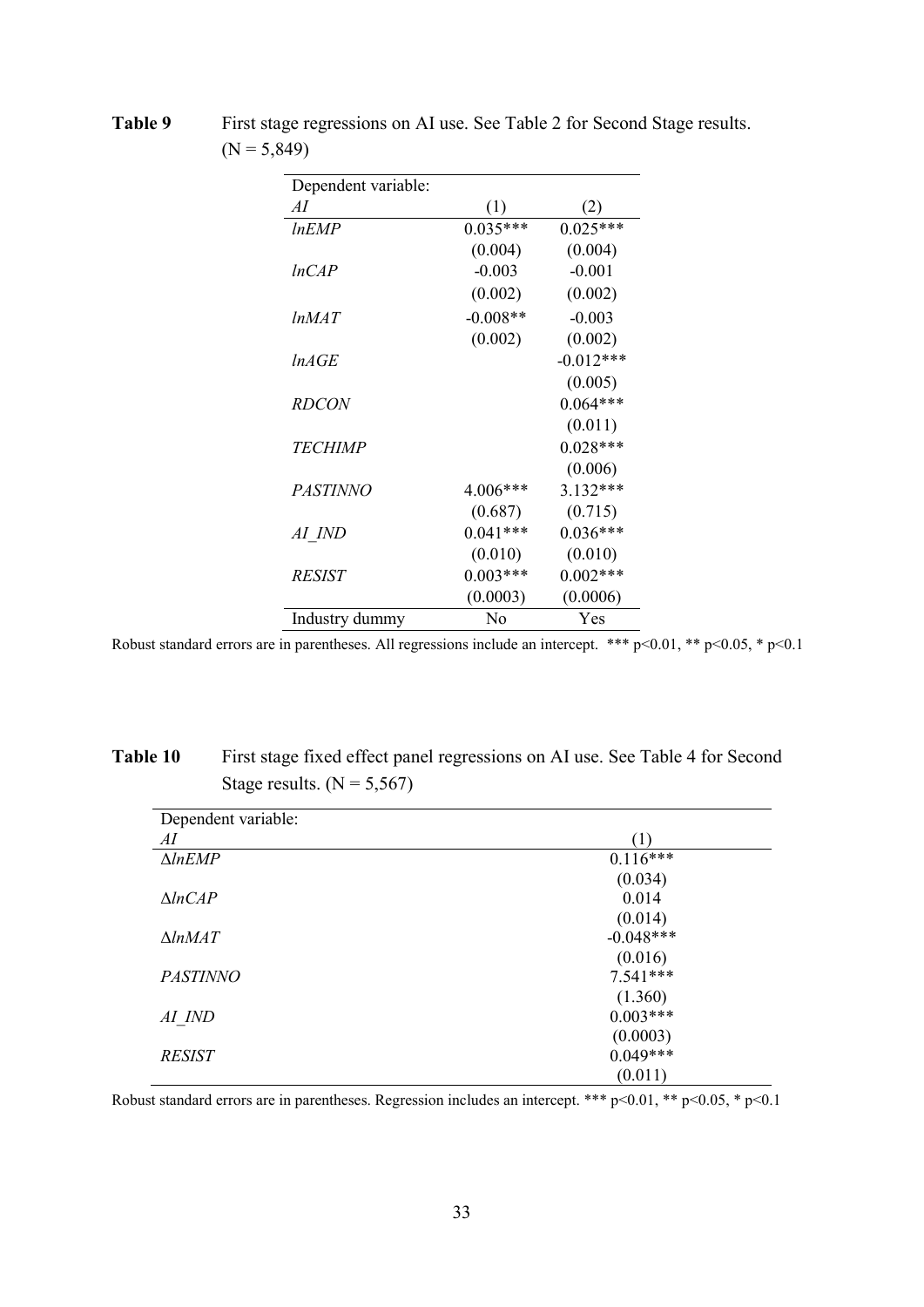**Table 9** First stage regressions on AI use. See Table 2 for Second Stage results. (N = 5,849)

| Dependent variable: *AI* | (1) | (2) |
|---|---|---|
| *lnEMP* | 0.035*** | 0.025*** |
| | (0.004) | (0.004) |
| *lnCAP* | -0.003 | -0.001 |
| | (0.002) | (0.002) |
| *lnMAT* | -0.008** | -0.003 |
| | (0.002) | (0.002) |
| *lnAGE* | | -0.012*** |
| | | (0.005) |
| *RDCON* | | 0.064*** |
| | | (0.011) |
| *TECHIMP* | | 0.028*** |
| | | (0.006) |
| *PASTINNO* | 4.006*** | 3.132*** |
| | (0.687) | (0.715) |
| *AI_IND* | 0.041*** | 0.036*** |
| | (0.010) | (0.010) |
| *RESIST* | 0.003*** | 0.002*** |
| | (0.0003) | (0.0006) |
| Industry dummy | No | Yes |

Robust standard errors are in parentheses. All regressions include an intercept. *** p<0.01, ** p<0.05, * p<0.1

**Table 10** First stage fixed effect panel regressions on AI use. See Table 4 for Second Stage results. (N = 5,567)

| Dependent variable: *AI* | (1) |
|---|---|
| $\Delta$*lnEMP* | 0.116*** |
| | (0.034) |
| $\Delta$*lnCAP* | 0.014 |
| | (0.014) |
| $\Delta$*lnMAT* | -0.048*** |
| | (0.016) |
| *PASTINNO* | 7.541*** |
| | (1.360) |
| *AI_IND* | 0.003*** |
| | (0.0003) |
| *RESIST* | 0.049*** |
| | (0.011) |

Robust standard errors are in parentheses. Regression includes an intercept. *** p<0.01, ** p<0.05, * p<0.1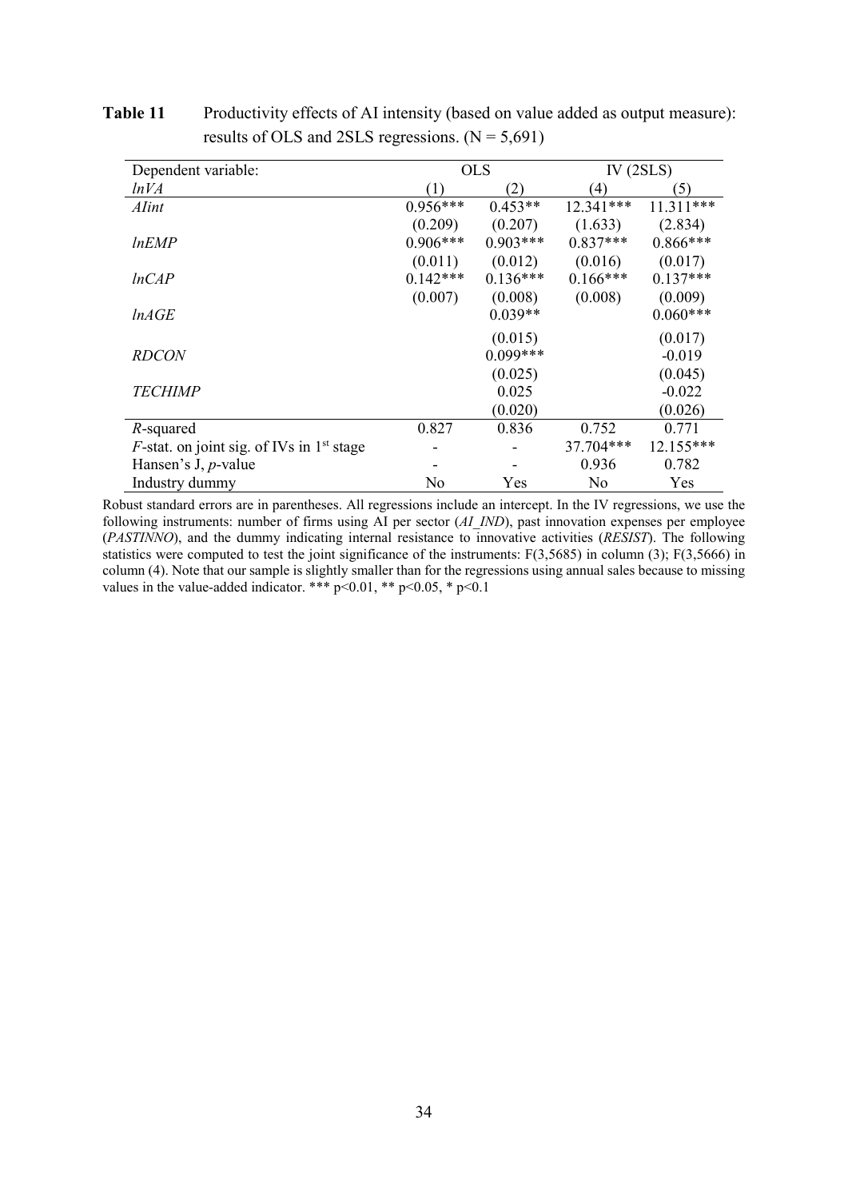**Table 11** Productivity effects of AI intensity (based on value added as output measure): results of OLS and 2SLS regressions. (N = 5,691)

| Dependent variable: | OLS | | IV (2SLS) | |
|---|---|---|---|---|
| *lnVA* | (1) | (2) | (4) | (5) |
| *AIint* | 0.956*** | 0.453** | 12.341*** | 11.311*** |
| | (0.209) | (0.207) | (1.633) | (2.834) |
| *lnEMP* | 0.906*** | 0.903*** | 0.837*** | 0.866*** |
| | (0.011) | (0.012) | (0.016) | (0.017) |
| *lnCAP* | 0.142*** | 0.136*** | 0.166*** | 0.137*** |
| | (0.007) | (0.008) | (0.008) | (0.009) |
| *lnAGE* | | 0.039** | | 0.060*** |
| | | (0.015) | | (0.017) |
| *RDCON* | | 0.099*** | | -0.019 |
| | | (0.025) | | (0.045) |
| *TECHIMP* | | 0.025 | | -0.022 |
| | | (0.020) | | (0.026) |
| $R$-squared | 0.827 | 0.836 | 0.752 | 0.771 |
| $F$-stat. on joint sig. of IVs in 1st stage | - | - | 37.704*** | 12.155*** |
| Hansen's J, $p$-value | - | - | 0.936 | 0.782 |
| Industry dummy | No | Yes | No | Yes |

Robust standard errors are in parentheses. All regressions include an intercept. In the IV regressions, we use the following instruments: number of firms using AI per sector (*AI_IND*), past innovation expenses per employee (*PASTINNO*), and the dummy indicating internal resistance to innovative activities (*RESIST*). The following statistics were computed to test the joint significance of the instruments: F(3,5685) in column (3); F(3,5666) in column (4). Note that our sample is slightly smaller than for the regressions using annual sales because to missing values in the value-added indicator. *** p<0.01, ** p<0.05, * p<0.1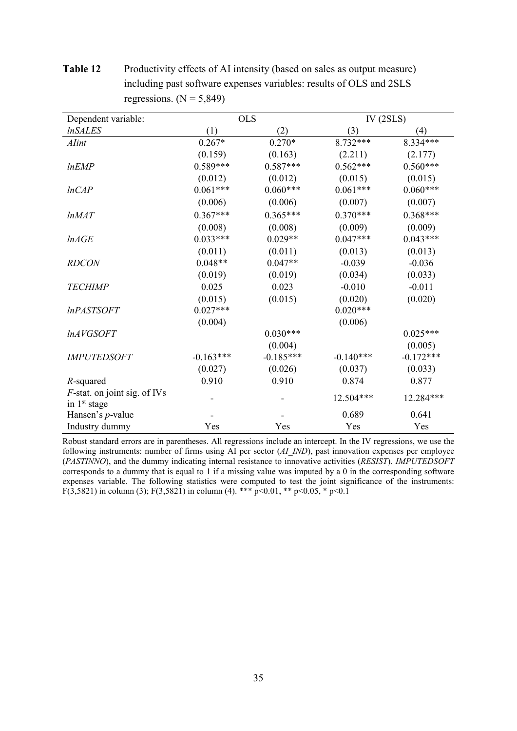**Table 12** Productivity effects of AI intensity (based on sales as output measure) including past software expenses variables: results of OLS and 2SLS regressions. (N = 5,849)

| Dependent variable: | OLS | | IV (2SLS) | |
|---|---|---|---|---|
| *lnSALES* | (1) | (2) | (3) | (4) |
| *AIint* | 0.267* | 0.270* | 8.732*** | 8.334*** |
| | (0.159) | (0.163) | (2.211) | (2.177) |
| *lnEMP* | 0.589*** | 0.587*** | 0.562*** | 0.560*** |
| | (0.012) | (0.012) | (0.015) | (0.015) |
| *lnCAP* | 0.061*** | 0.060*** | 0.061*** | 0.060*** |
| | (0.006) | (0.006) | (0.007) | (0.007) |
| *lnMAT* | 0.367*** | 0.365*** | 0.370*** | 0.368*** |
| | (0.008) | (0.008) | (0.009) | (0.009) |
| *lnAGE* | 0.033*** | 0.029** | 0.047*** | 0.043*** |
| | (0.011) | (0.011) | (0.013) | (0.013) |
| *RDCON* | 0.048** | 0.047** | -0.039 | -0.036 |
| | (0.019) | (0.019) | (0.034) | (0.033) |
| *TECHIMP* | 0.025 | 0.023 | -0.010 | -0.011 |
| | (0.015) | (0.015) | (0.020) | (0.020) |
| *lnPASTSOFT* | 0.027*** | | 0.020*** | |
| | (0.004) | | (0.006) | |
| *lnAVGSOFT* | | 0.030*** | | 0.025*** |
| | | (0.004) | | (0.005) |
| *IMPUTEDSOFT* | -0.163*** | -0.185*** | -0.140*** | -0.172*** |
| | (0.027) | (0.026) | (0.037) | (0.033) |
| *R*-squared | 0.910 | 0.910 | 0.874 | 0.877 |
| *F*-stat. on joint sig. of IVs in 1st stage | - | - | 12.504*** | 12.284*** |
| Hansen's *p*-value | - | - | 0.689 | 0.641 |
| Industry dummy | Yes | Yes | Yes | Yes |

Robust standard errors are in parentheses. All regressions include an intercept. In the IV regressions, we use the following instruments: number of firms using AI per sector (*AI_IND*), past innovation expenses per employee (*PASTINNO*), and the dummy indicating internal resistance to innovative activities (*RESIST*). *IMPUTEDSOFT* corresponds to a dummy that is equal to 1 if a missing value was imputed by a 0 in the corresponding software expenses variable. The following statistics were computed to test the joint significance of the instruments: $F(3,5821)$ in column (3); $F(3,5821)$ in column (4). *** $p<0.01$, ** $p<0.05$, * $p<0.1$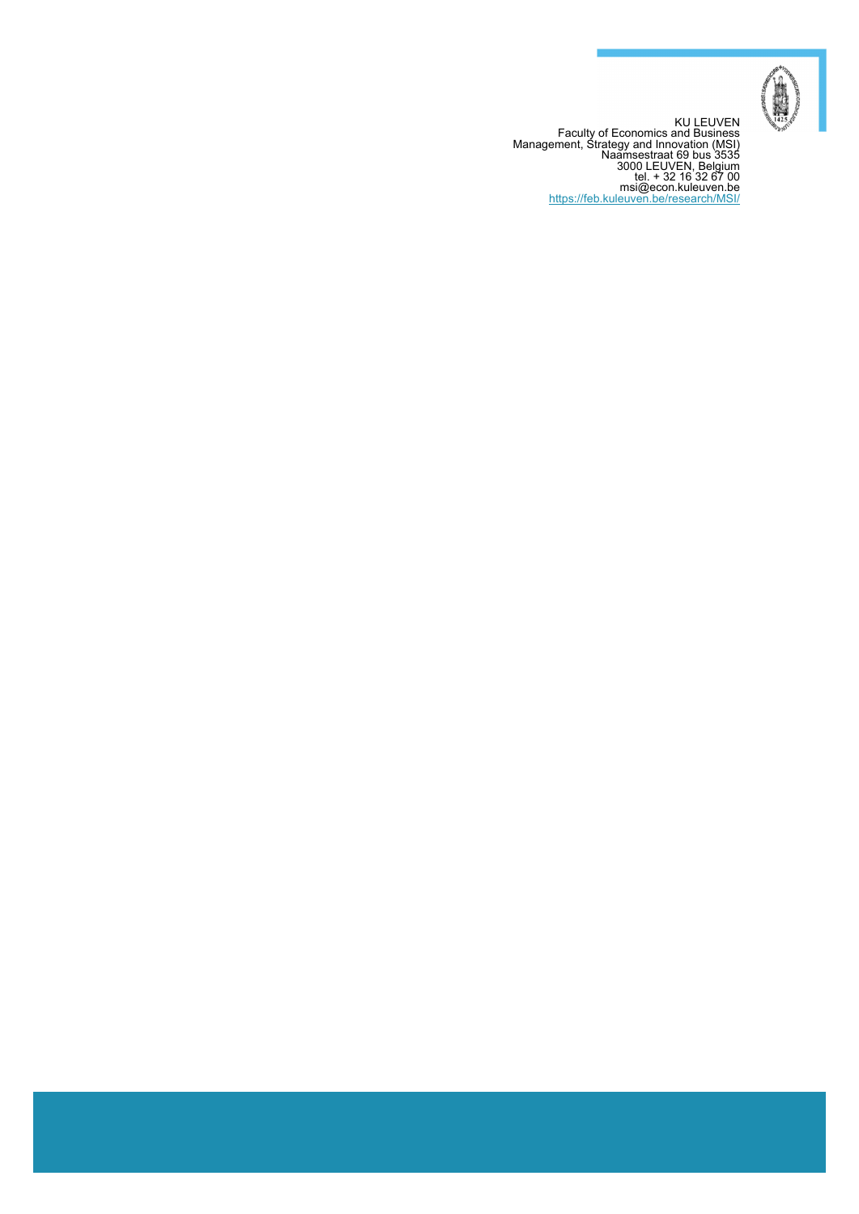KU LEUVEN
Faculty of Economics and Business
Management, Strategy and Innovation (MSI)
Naamsestraat 69 bus 3535
3000 LEUVEN, Belgium
tel. + 32 16 32 67 00
msi@econ.kuleuven.be
https://feb.kuleuven.be/research/MSI/